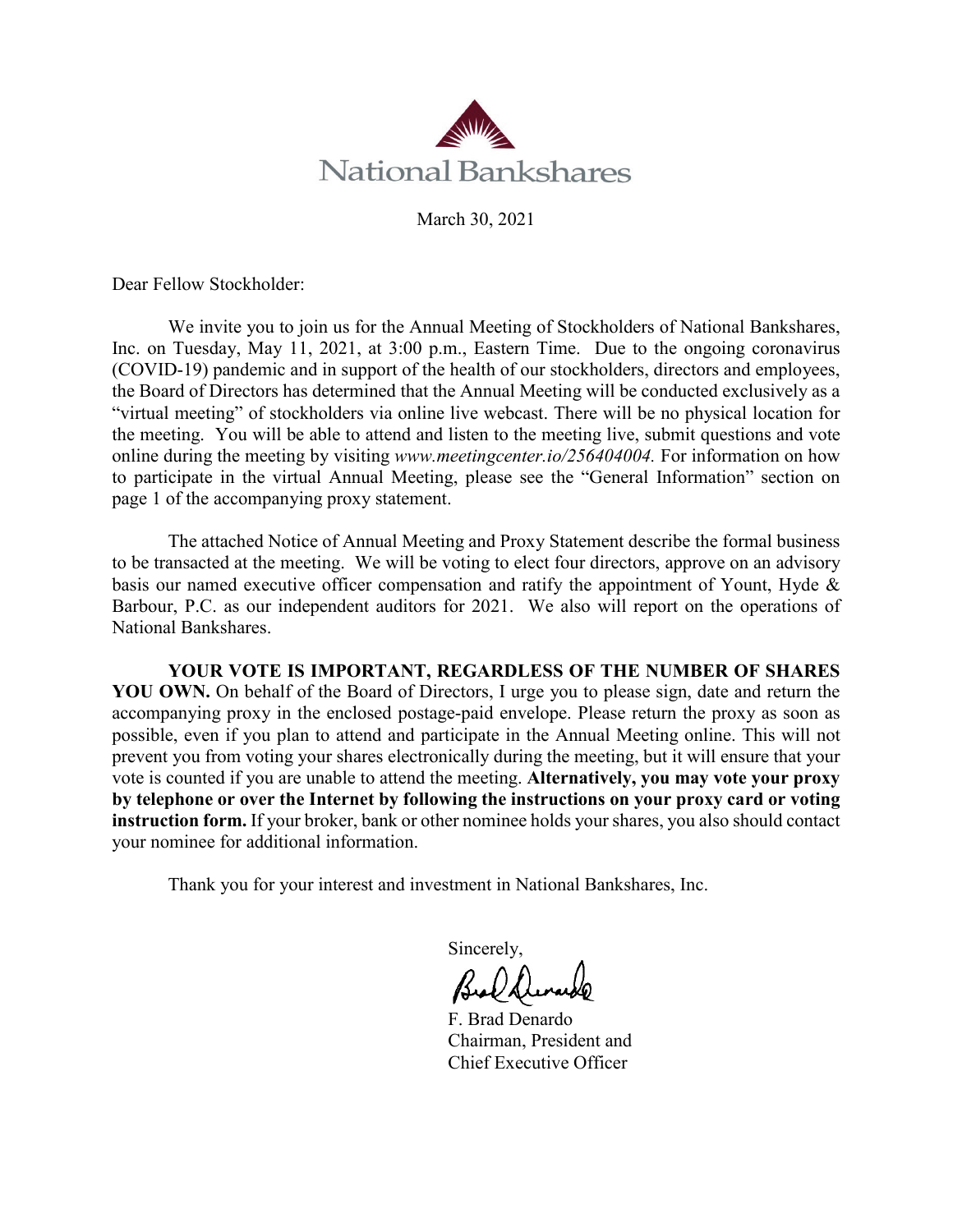National Bankshares

March 30, 2021

Dear Fellow Stockholder:

We invite you to join us for the Annual Meeting of Stockholders of National Bankshares, Inc. on Tuesday, May 11, 2021, at 3:00 p.m., Eastern Time. Due to the ongoing coronavirus (COVID-19) pandemic and in support of the health of our stockholders, directors and employees, the Board of Directors has determined that the Annual Meeting will be conducted exclusively as a "virtual meeting" of stockholders via online live webcast. There will be no physical location for the meeting. You will be able to attend and listen to the meeting live, submit questions and vote online during the meeting by visiting *www.meetingcenter.io/256404004.* For information on how to participate in the virtual Annual Meeting, please see the "General Information" section on page 1 of the accompanying proxy statement.

The attached Notice of Annual Meeting and Proxy Statement describe the formal business to be transacted at the meeting. We will be voting to elect four directors, approve on an advisory basis our named executive officer compensation and ratify the appointment of Yount, Hyde & Barbour, P.C. as our independent auditors for 2021. We also will report on the operations of National Bankshares.

**YOUR VOTE IS IMPORTANT, REGARDLESS OF THE NUMBER OF SHARES YOU OWN.** On behalf of the Board of Directors, I urge you to please sign, date and return the accompanying proxy in the enclosed postage-paid envelope. Please return the proxy as soon as possible, even if you plan to attend and participate in the Annual Meeting online. This will not prevent you from voting your shares electronically during the meeting, but it will ensure that your vote is counted if you are unable to attend the meeting. **Alternatively, you may vote your proxy by telephone or over the Internet by following the instructions on your proxy card or voting instruction form.** If your broker, bank or other nominee holds your shares, you also should contact your nominee for additional information.

Thank you for your interest and investment in National Bankshares, Inc.

Sincerely,

F. Brad Denardo
Chairman, President and
Chief Executive Officer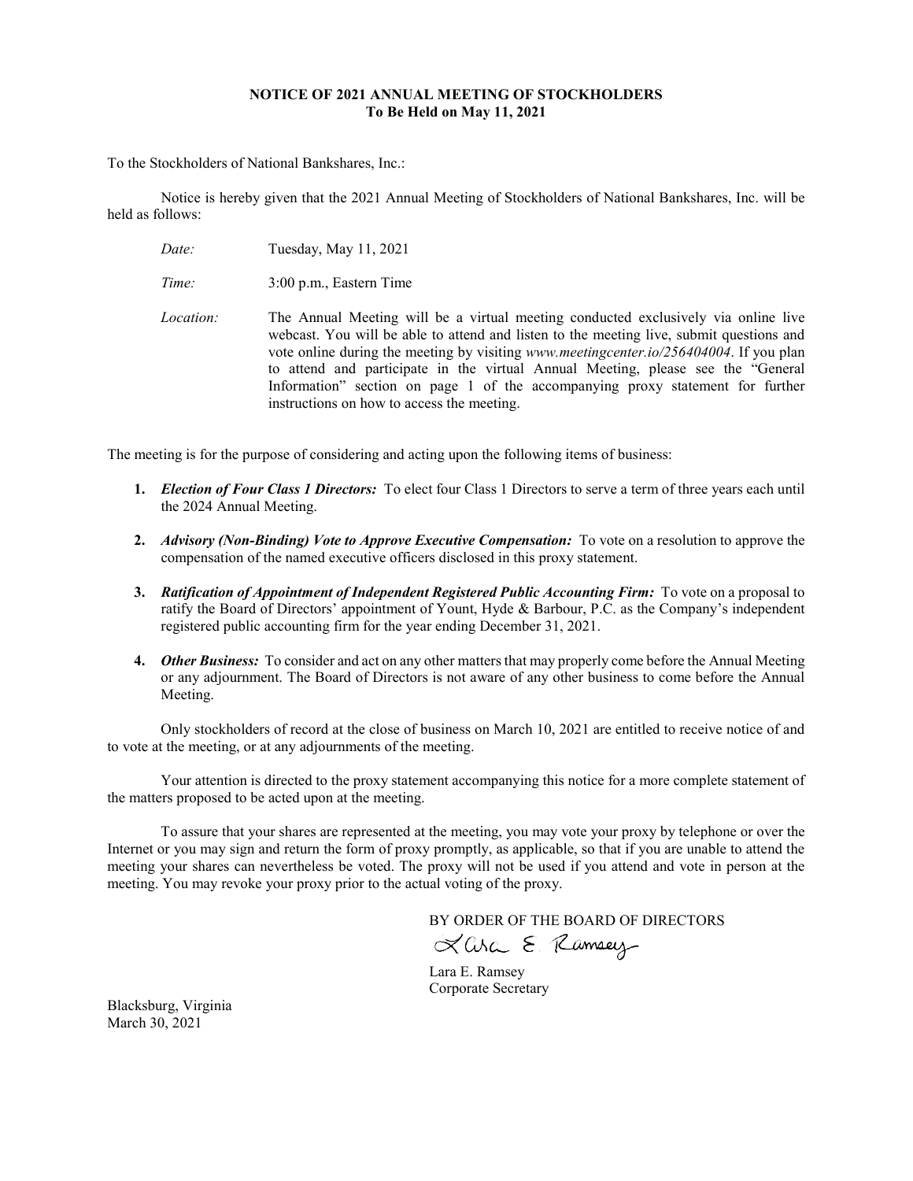# NOTICE OF 2021 ANNUAL MEETING OF STOCKHOLDERS
## To Be Held on May 11, 2021

To the Stockholders of National Bankshares, Inc.:

Notice is hereby given that the 2021 Annual Meeting of Stockholders of National Bankshares, Inc. will be held as follows:

*Date:* Tuesday, May 11, 2021

*Time:* 3:00 p.m., Eastern Time

*Location:* The Annual Meeting will be a virtual meeting conducted exclusively via online live webcast. You will be able to attend and listen to the meeting live, submit questions and vote online during the meeting by visiting *www.meetingcenter.io/256404004*. If you plan to attend and participate in the virtual Annual Meeting, please see the "General Information" section on page 1 of the accompanying proxy statement for further instructions on how to access the meeting.

The meeting is for the purpose of considering and acting upon the following items of business:

1. ***Election of Four Class 1 Directors:*** To elect four Class 1 Directors to serve a term of three years each until the 2024 Annual Meeting.

2. ***Advisory (Non-Binding) Vote to Approve Executive Compensation:*** To vote on a resolution to approve the compensation of the named executive officers disclosed in this proxy statement.

3. ***Ratification of Appointment of Independent Registered Public Accounting Firm:*** To vote on a proposal to ratify the Board of Directors' appointment of Yount, Hyde & Barbour, P.C. as the Company's independent registered public accounting firm for the year ending December 31, 2021.

4. ***Other Business:*** To consider and act on any other matters that may properly come before the Annual Meeting or any adjournment. The Board of Directors is not aware of any other business to come before the Annual Meeting.

Only stockholders of record at the close of business on March 10, 2021 are entitled to receive notice of and to vote at the meeting, or at any adjournments of the meeting.

Your attention is directed to the proxy statement accompanying this notice for a more complete statement of the matters proposed to be acted upon at the meeting.

To assure that your shares are represented at the meeting, you may vote your proxy by telephone or over the Internet or you may sign and return the form of proxy promptly, as applicable, so that if you are unable to attend the meeting your shares can nevertheless be voted. The proxy will not be used if you attend and vote in person at the meeting. You may revoke your proxy prior to the actual voting of the proxy.

BY ORDER OF THE BOARD OF DIRECTORS

Lara E. Ramsey
Corporate Secretary

Blacksburg, Virginia
March 30, 2021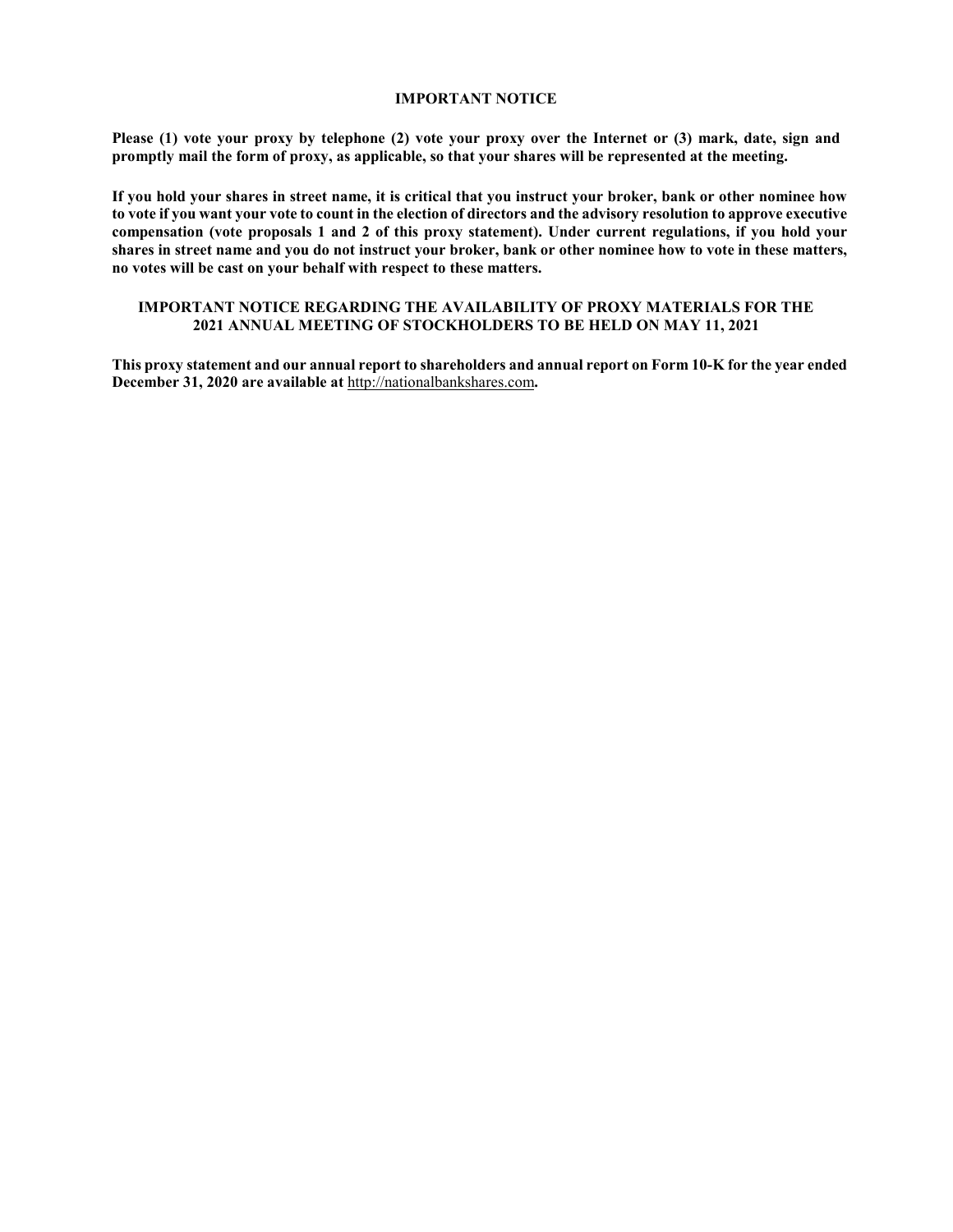## IMPORTANT NOTICE

**Please (1) vote your proxy by telephone (2) vote your proxy over the Internet or (3) mark, date, sign and promptly mail the form of proxy, as applicable, so that your shares will be represented at the meeting.**

**If you hold your shares in street name, it is critical that you instruct your broker, bank or other nominee how to vote if you want your vote to count in the election of directors and the advisory resolution to approve executive compensation (vote proposals 1 and 2 of this proxy statement). Under current regulations, if you hold your shares in street name and you do not instruct your broker, bank or other nominee how to vote in these matters, no votes will be cast on your behalf with respect to these matters.**

## IMPORTANT NOTICE REGARDING THE AVAILABILITY OF PROXY MATERIALS FOR THE 2021 ANNUAL MEETING OF STOCKHOLDERS TO BE HELD ON MAY 11, 2021

**This proxy statement and our annual report to shareholders and annual report on Form 10-K for the year ended December 31, 2020 are available at** http://nationalbankshares.com**.**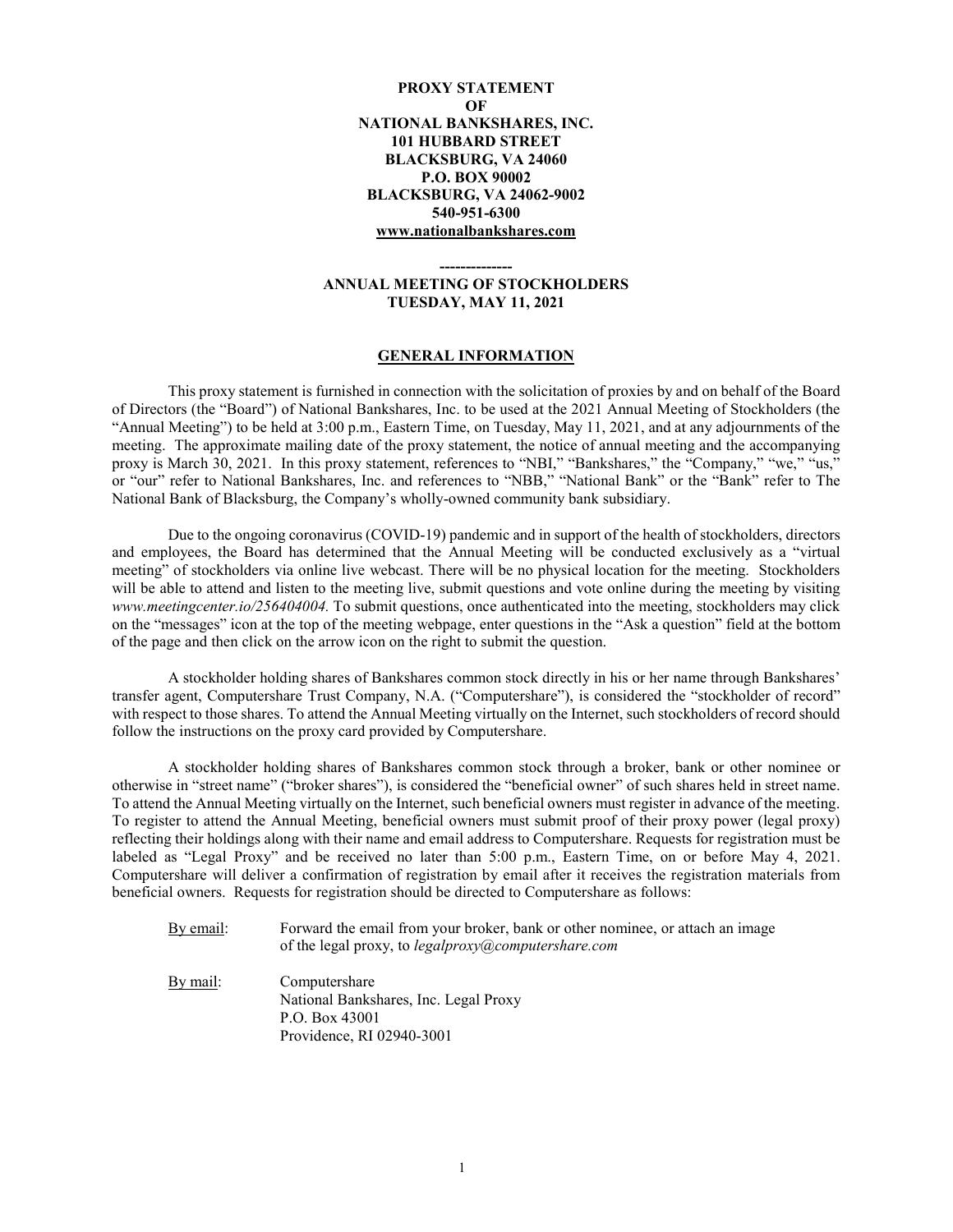**PROXY STATEMENT**
**OF**
**NATIONAL BANKSHARES, INC.**
**101 HUBBARD STREET**
**BLACKSBURG, VA 24060**
**P.O. BOX 90002**
**BLACKSBURG, VA 24062-9002**
**540-951-6300**
**www.nationalbankshares.com**

**-------------**

**ANNUAL MEETING OF STOCKHOLDERS**
**TUESDAY, MAY 11, 2021**

## GENERAL INFORMATION

This proxy statement is furnished in connection with the solicitation of proxies by and on behalf of the Board of Directors (the "Board") of National Bankshares, Inc. to be used at the 2021 Annual Meeting of Stockholders (the "Annual Meeting") to be held at 3:00 p.m., Eastern Time, on Tuesday, May 11, 2021, and at any adjournments of the meeting. The approximate mailing date of the proxy statement, the notice of annual meeting and the accompanying proxy is March 30, 2021. In this proxy statement, references to "NBI," "Bankshares," the "Company," "we," "us," or "our" refer to National Bankshares, Inc. and references to "NBB," "National Bank" or the "Bank" refer to The National Bank of Blacksburg, the Company's wholly-owned community bank subsidiary.

Due to the ongoing coronavirus (COVID-19) pandemic and in support of the health of stockholders, directors and employees, the Board has determined that the Annual Meeting will be conducted exclusively as a "virtual meeting" of stockholders via online live webcast. There will be no physical location for the meeting. Stockholders will be able to attend and listen to the meeting live, submit questions and vote online during the meeting by visiting *www.meetingcenter.io/256404004.* To submit questions, once authenticated into the meeting, stockholders may click on the "messages" icon at the top of the meeting webpage, enter questions in the "Ask a question" field at the bottom of the page and then click on the arrow icon on the right to submit the question.

A stockholder holding shares of Bankshares common stock directly in his or her name through Bankshares' transfer agent, Computershare Trust Company, N.A. ("Computershare"), is considered the "stockholder of record" with respect to those shares. To attend the Annual Meeting virtually on the Internet, such stockholders of record should follow the instructions on the proxy card provided by Computershare.

A stockholder holding shares of Bankshares common stock through a broker, bank or other nominee or otherwise in "street name" ("broker shares"), is considered the "beneficial owner" of such shares held in street name. To attend the Annual Meeting virtually on the Internet, such beneficial owners must register in advance of the meeting. To register to attend the Annual Meeting, beneficial owners must submit proof of their proxy power (legal proxy) reflecting their holdings along with their name and email address to Computershare. Requests for registration must be labeled as "Legal Proxy" and be received no later than 5:00 p.m., Eastern Time, on or before May 4, 2021. Computershare will deliver a confirmation of registration by email after it receives the registration materials from beneficial owners. Requests for registration should be directed to Computershare as follows:

By email: Forward the email from your broker, bank or other nominee, or attach an image of the legal proxy, to *legalproxy@computershare.com*

By mail: Computershare
National Bankshares, Inc. Legal Proxy
P.O. Box 43001
Providence, RI 02940-3001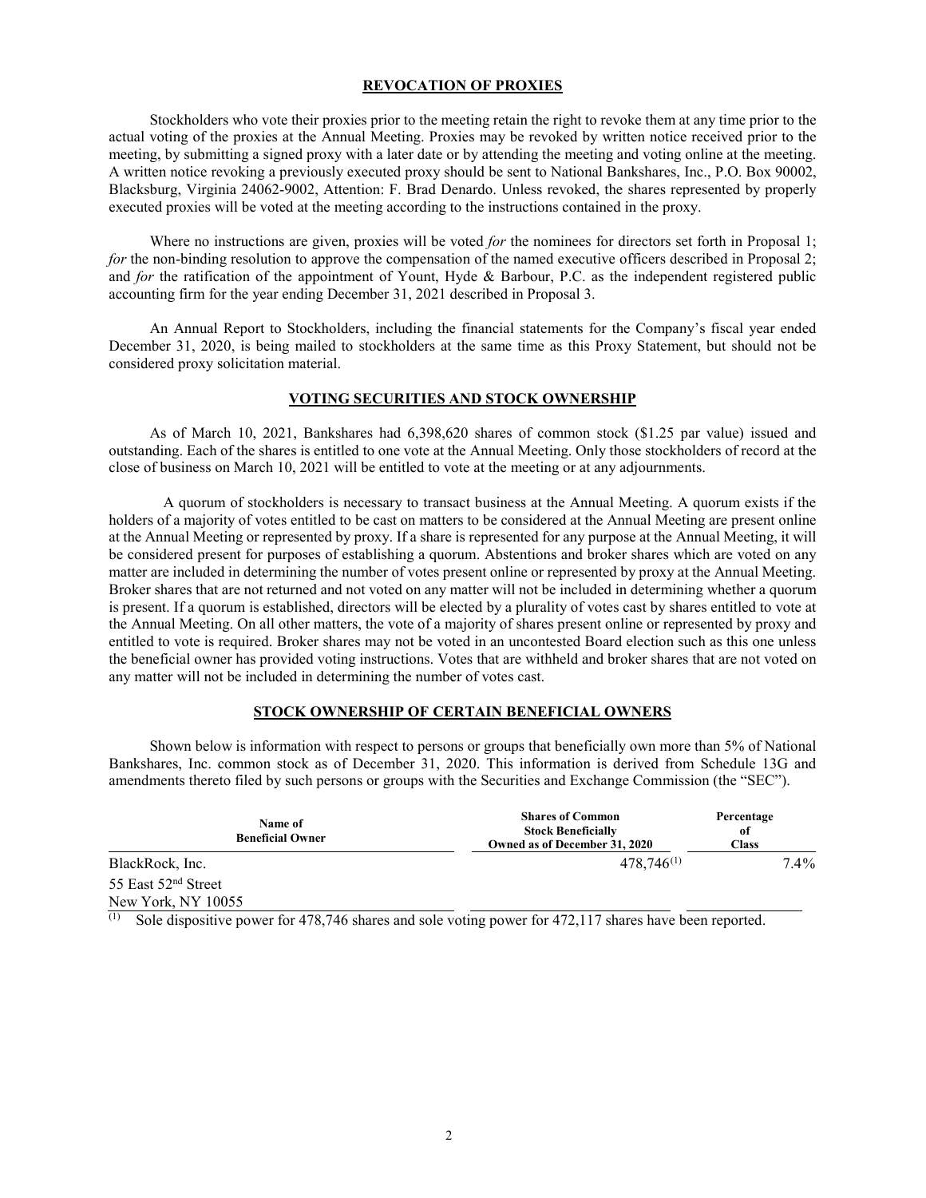## REVOCATION OF PROXIES

Stockholders who vote their proxies prior to the meeting retain the right to revoke them at any time prior to the actual voting of the proxies at the Annual Meeting. Proxies may be revoked by written notice received prior to the meeting, by submitting a signed proxy with a later date or by attending the meeting and voting online at the meeting. A written notice revoking a previously executed proxy should be sent to National Bankshares, Inc., P.O. Box 90002, Blacksburg, Virginia 24062-9002, Attention: F. Brad Denardo. Unless revoked, the shares represented by properly executed proxies will be voted at the meeting according to the instructions contained in the proxy.

Where no instructions are given, proxies will be voted *for* the nominees for directors set forth in Proposal 1; *for* the non-binding resolution to approve the compensation of the named executive officers described in Proposal 2; and *for* the ratification of the appointment of Yount, Hyde & Barbour, P.C. as the independent registered public accounting firm for the year ending December 31, 2021 described in Proposal 3.

An Annual Report to Stockholders, including the financial statements for the Company's fiscal year ended December 31, 2020, is being mailed to stockholders at the same time as this Proxy Statement, but should not be considered proxy solicitation material.

## VOTING SECURITIES AND STOCK OWNERSHIP

As of March 10, 2021, Bankshares had 6,398,620 shares of common stock ($1.25 par value) issued and outstanding. Each of the shares is entitled to one vote at the Annual Meeting. Only those stockholders of record at the close of business on March 10, 2021 will be entitled to vote at the meeting or at any adjournments.

A quorum of stockholders is necessary to transact business at the Annual Meeting. A quorum exists if the holders of a majority of votes entitled to be cast on matters to be considered at the Annual Meeting are present online at the Annual Meeting or represented by proxy. If a share is represented for any purpose at the Annual Meeting, it will be considered present for purposes of establishing a quorum. Abstentions and broker shares which are voted on any matter are included in determining the number of votes present online or represented by proxy at the Annual Meeting. Broker shares that are not returned and not voted on any matter will not be included in determining whether a quorum is present. If a quorum is established, directors will be elected by a plurality of votes cast by shares entitled to vote at the Annual Meeting. On all other matters, the vote of a majority of shares present online or represented by proxy and entitled to vote is required. Broker shares may not be voted in an uncontested Board election such as this one unless the beneficial owner has provided voting instructions. Votes that are withheld and broker shares that are not voted on any matter will not be included in determining the number of votes cast.

## STOCK OWNERSHIP OF CERTAIN BENEFICIAL OWNERS

Shown below is information with respect to persons or groups that beneficially own more than 5% of National Bankshares, Inc. common stock as of December 31, 2020. This information is derived from Schedule 13G and amendments thereto filed by such persons or groups with the Securities and Exchange Commission (the "SEC").

| Name of Beneficial Owner | Shares of Common Stock Beneficially Owned as of December 31, 2020 | Percentage of Class |
|---|---|---|
| BlackRock, Inc.<br>55 East 52nd Street<br>New York, NY 10055 | 478,746[(1)] | 7.4% |

(1) Sole dispositive power for 478,746 shares and sole voting power for 472,117 shares have been reported.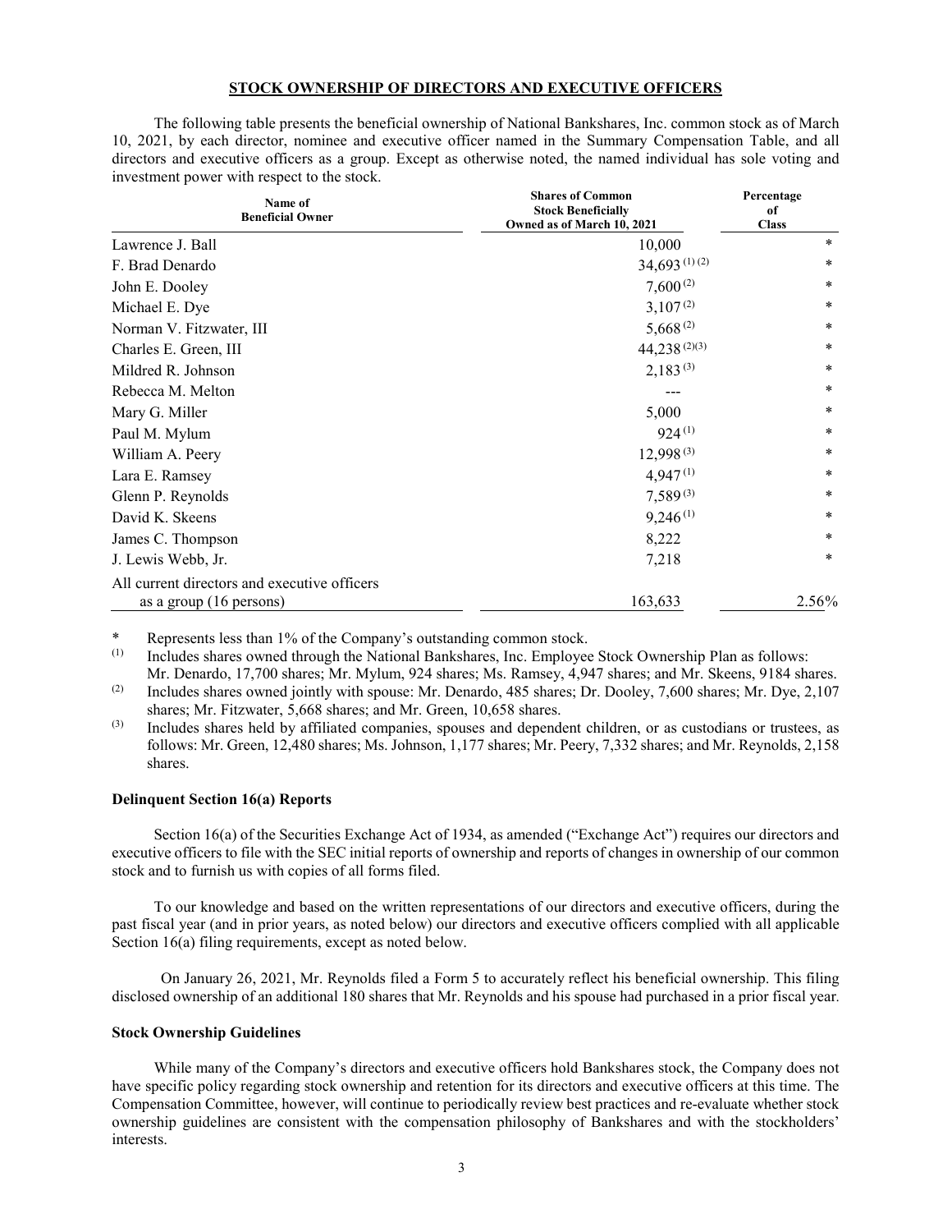## STOCK OWNERSHIP OF DIRECTORS AND EXECUTIVE OFFICERS

The following table presents the beneficial ownership of National Bankshares, Inc. common stock as of March 10, 2021, by each director, nominee and executive officer named in the Summary Compensation Table, and all directors and executive officers as a group. Except as otherwise noted, the named individual has sole voting and investment power with respect to the stock.

| Name of Beneficial Owner | Shares of Common Stock Beneficially Owned as of March 10, 2021 | Percentage of Class |
|---|---|---|
| Lawrence J. Ball | 10,000 | * |
| F. Brad Denardo | 34,693 (1) (2) | * |
| John E. Dooley | 7,600 (2) | * |
| Michael E. Dye | 3,107 (2) | * |
| Norman V. Fitzwater, III | 5,668 (2) | * |
| Charles E. Green, III | 44,238 (2)(3) | * |
| Mildred R. Johnson | 2,183 (3) | * |
| Rebecca M. Melton | --- | * |
| Mary G. Miller | 5,000 | * |
| Paul M. Mylum | 924 (1) | * |
| William A. Peery | 12,998 (3) | * |
| Lara E. Ramsey | 4,947 (1) | * |
| Glenn P. Reynolds | 7,589 (3) | * |
| David K. Skeens | 9,246 (1) | * |
| James C. Thompson | 8,222 | * |
| J. Lewis Webb, Jr. | 7,218 | * |
| All current directors and executive officers as a group (16 persons) | 163,633 | 2.56% |

\* Represents less than 1% of the Company's outstanding common stock.

(1) Includes shares owned through the National Bankshares, Inc. Employee Stock Ownership Plan as follows: Mr. Denardo, 17,700 shares; Mr. Mylum, 924 shares; Ms. Ramsey, 4,947 shares; and Mr. Skeens, 9184 shares.

(2) Includes shares owned jointly with spouse: Mr. Denardo, 485 shares; Dr. Dooley, 7,600 shares; Mr. Dye, 2,107 shares; Mr. Fitzwater, 5,668 shares; and Mr. Green, 10,658 shares.

(3) Includes shares held by affiliated companies, spouses and dependent children, or as custodians or trustees, as follows: Mr. Green, 12,480 shares; Ms. Johnson, 1,177 shares; Mr. Peery, 7,332 shares; and Mr. Reynolds, 2,158 shares.

### Delinquent Section 16(a) Reports

Section 16(a) of the Securities Exchange Act of 1934, as amended ("Exchange Act") requires our directors and executive officers to file with the SEC initial reports of ownership and reports of changes in ownership of our common stock and to furnish us with copies of all forms filed.

To our knowledge and based on the written representations of our directors and executive officers, during the past fiscal year (and in prior years, as noted below) our directors and executive officers complied with all applicable Section 16(a) filing requirements, except as noted below.

On January 26, 2021, Mr. Reynolds filed a Form 5 to accurately reflect his beneficial ownership. This filing disclosed ownership of an additional 180 shares that Mr. Reynolds and his spouse had purchased in a prior fiscal year.

### Stock Ownership Guidelines

While many of the Company's directors and executive officers hold Bankshares stock, the Company does not have specific policy regarding stock ownership and retention for its directors and executive officers at this time. The Compensation Committee, however, will continue to periodically review best practices and re-evaluate whether stock ownership guidelines are consistent with the compensation philosophy of Bankshares and with the stockholders' interests.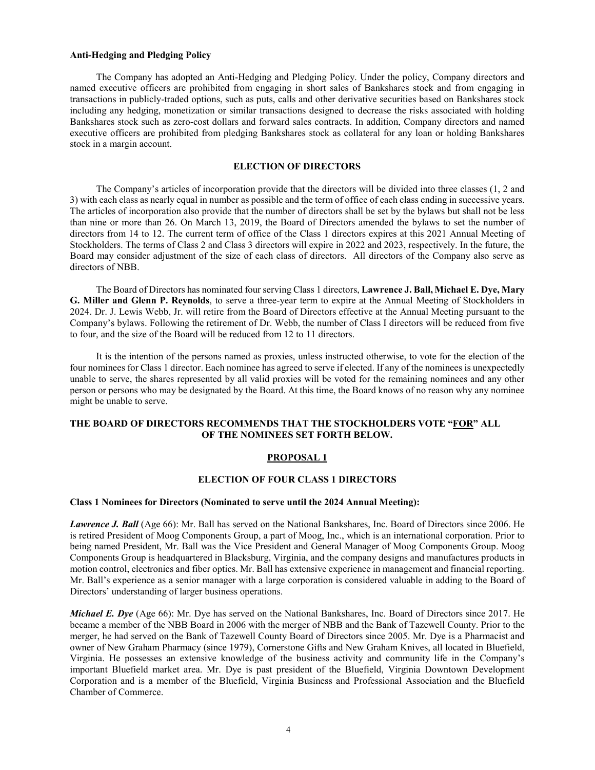**Anti-Hedging and Pledging Policy**

The Company has adopted an Anti-Hedging and Pledging Policy. Under the policy, Company directors and named executive officers are prohibited from engaging in short sales of Bankshares stock and from engaging in transactions in publicly-traded options, such as puts, calls and other derivative securities based on Bankshares stock including any hedging, monetization or similar transactions designed to decrease the risks associated with holding Bankshares stock such as zero-cost dollars and forward sales contracts. In addition, Company directors and named executive officers are prohibited from pledging Bankshares stock as collateral for any loan or holding Bankshares stock in a margin account.

## ELECTION OF DIRECTORS

The Company's articles of incorporation provide that the directors will be divided into three classes (1, 2 and 3) with each class as nearly equal in number as possible and the term of office of each class ending in successive years. The articles of incorporation also provide that the number of directors shall be set by the bylaws but shall not be less than nine or more than 26. On March 13, 2019, the Board of Directors amended the bylaws to set the number of directors from 14 to 12. The current term of office of the Class 1 directors expires at this 2021 Annual Meeting of Stockholders. The terms of Class 2 and Class 3 directors will expire in 2022 and 2023, respectively. In the future, the Board may consider adjustment of the size of each class of directors. All directors of the Company also serve as directors of NBB.

The Board of Directors has nominated four serving Class 1 directors, **Lawrence J. Ball, Michael E. Dye, Mary G. Miller and Glenn P. Reynolds**, to serve a three-year term to expire at the Annual Meeting of Stockholders in 2024. Dr. J. Lewis Webb, Jr. will retire from the Board of Directors effective at the Annual Meeting pursuant to the Company's bylaws. Following the retirement of Dr. Webb, the number of Class I directors will be reduced from five to four, and the size of the Board will be reduced from 12 to 11 directors.

It is the intention of the persons named as proxies, unless instructed otherwise, to vote for the election of the four nominees for Class 1 director. Each nominee has agreed to serve if elected. If any of the nominees is unexpectedly unable to serve, the shares represented by all valid proxies will be voted for the remaining nominees and any other person or persons who may be designated by the Board. At this time, the Board knows of no reason why any nominee might be unable to serve.

**THE BOARD OF DIRECTORS RECOMMENDS THAT THE STOCKHOLDERS VOTE "FOR" ALL OF THE NOMINEES SET FORTH BELOW.**

## PROPOSAL 1

### ELECTION OF FOUR CLASS 1 DIRECTORS

**Class 1 Nominees for Directors (Nominated to serve until the 2024 Annual Meeting):**

***Lawrence J. Ball*** (Age 66): Mr. Ball has served on the National Bankshares, Inc. Board of Directors since 2006. He is retired President of Moog Components Group, a part of Moog, Inc., which is an international corporation. Prior to being named President, Mr. Ball was the Vice President and General Manager of Moog Components Group. Moog Components Group is headquartered in Blacksburg, Virginia, and the company designs and manufactures products in motion control, electronics and fiber optics. Mr. Ball has extensive experience in management and financial reporting. Mr. Ball's experience as a senior manager with a large corporation is considered valuable in adding to the Board of Directors' understanding of larger business operations.

***Michael E. Dye*** (Age 66): Mr. Dye has served on the National Bankshares, Inc. Board of Directors since 2017. He became a member of the NBB Board in 2006 with the merger of NBB and the Bank of Tazewell County. Prior to the merger, he had served on the Bank of Tazewell County Board of Directors since 2005. Mr. Dye is a Pharmacist and owner of New Graham Pharmacy (since 1979), Cornerstone Gifts and New Graham Knives, all located in Bluefield, Virginia. He possesses an extensive knowledge of the business activity and community life in the Company's important Bluefield market area. Mr. Dye is past president of the Bluefield, Virginia Downtown Development Corporation and is a member of the Bluefield, Virginia Business and Professional Association and the Bluefield Chamber of Commerce.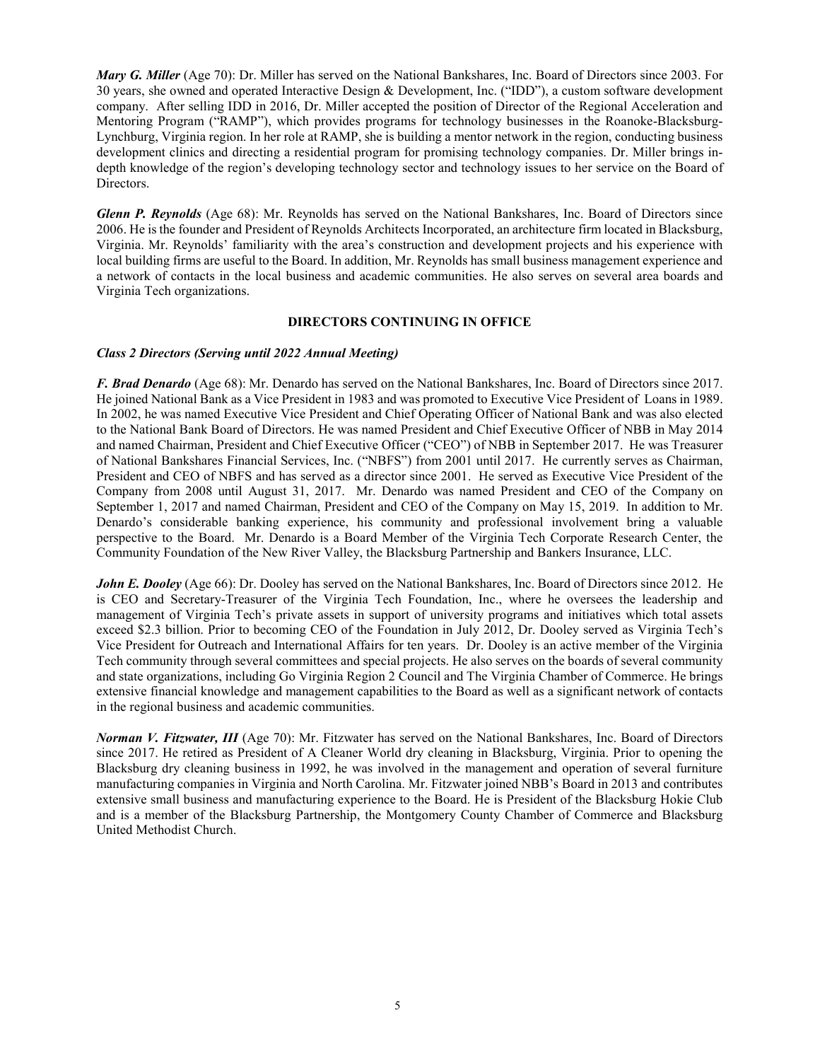***Mary G. Miller*** (Age 70): Dr. Miller has served on the National Bankshares, Inc. Board of Directors since 2003. For 30 years, she owned and operated Interactive Design & Development, Inc. ("IDD"), a custom software development company. After selling IDD in 2016, Dr. Miller accepted the position of Director of the Regional Acceleration and Mentoring Program ("RAMP"), which provides programs for technology businesses in the Roanoke-Blacksburg-Lynchburg, Virginia region. In her role at RAMP, she is building a mentor network in the region, conducting business development clinics and directing a residential program for promising technology companies. Dr. Miller brings in-depth knowledge of the region's developing technology sector and technology issues to her service on the Board of Directors.

***Glenn P. Reynolds*** (Age 68): Mr. Reynolds has served on the National Bankshares, Inc. Board of Directors since 2006. He is the founder and President of Reynolds Architects Incorporated, an architecture firm located in Blacksburg, Virginia. Mr. Reynolds' familiarity with the area's construction and development projects and his experience with local building firms are useful to the Board. In addition, Mr. Reynolds has small business management experience and a network of contacts in the local business and academic communities. He also serves on several area boards and Virginia Tech organizations.

## DIRECTORS CONTINUING IN OFFICE

***Class 2 Directors (Serving until 2022 Annual Meeting)***

***F. Brad Denardo*** (Age 68): Mr. Denardo has served on the National Bankshares, Inc. Board of Directors since 2017. He joined National Bank as a Vice President in 1983 and was promoted to Executive Vice President of Loans in 1989. In 2002, he was named Executive Vice President and Chief Operating Officer of National Bank and was also elected to the National Bank Board of Directors. He was named President and Chief Executive Officer of NBB in May 2014 and named Chairman, President and Chief Executive Officer ("CEO") of NBB in September 2017. He was Treasurer of National Bankshares Financial Services, Inc. ("NBFS") from 2001 until 2017. He currently serves as Chairman, President and CEO of NBFS and has served as a director since 2001. He served as Executive Vice President of the Company from 2008 until August 31, 2017. Mr. Denardo was named President and CEO of the Company on September 1, 2017 and named Chairman, President and CEO of the Company on May 15, 2019. In addition to Mr. Denardo's considerable banking experience, his community and professional involvement bring a valuable perspective to the Board. Mr. Denardo is a Board Member of the Virginia Tech Corporate Research Center, the Community Foundation of the New River Valley, the Blacksburg Partnership and Bankers Insurance, LLC.

***John E. Dooley*** (Age 66): Dr. Dooley has served on the National Bankshares, Inc. Board of Directors since 2012. He is CEO and Secretary-Treasurer of the Virginia Tech Foundation, Inc., where he oversees the leadership and management of Virginia Tech's private assets in support of university programs and initiatives which total assets exceed $2.3 billion. Prior to becoming CEO of the Foundation in July 2012, Dr. Dooley served as Virginia Tech's Vice President for Outreach and International Affairs for ten years. Dr. Dooley is an active member of the Virginia Tech community through several committees and special projects. He also serves on the boards of several community and state organizations, including Go Virginia Region 2 Council and The Virginia Chamber of Commerce. He brings extensive financial knowledge and management capabilities to the Board as well as a significant network of contacts in the regional business and academic communities.

***Norman V. Fitzwater, III*** (Age 70): Mr. Fitzwater has served on the National Bankshares, Inc. Board of Directors since 2017. He retired as President of A Cleaner World dry cleaning in Blacksburg, Virginia. Prior to opening the Blacksburg dry cleaning business in 1992, he was involved in the management and operation of several furniture manufacturing companies in Virginia and North Carolina. Mr. Fitzwater joined NBB's Board in 2013 and contributes extensive small business and manufacturing experience to the Board. He is President of the Blacksburg Hokie Club and is a member of the Blacksburg Partnership, the Montgomery County Chamber of Commerce and Blacksburg United Methodist Church.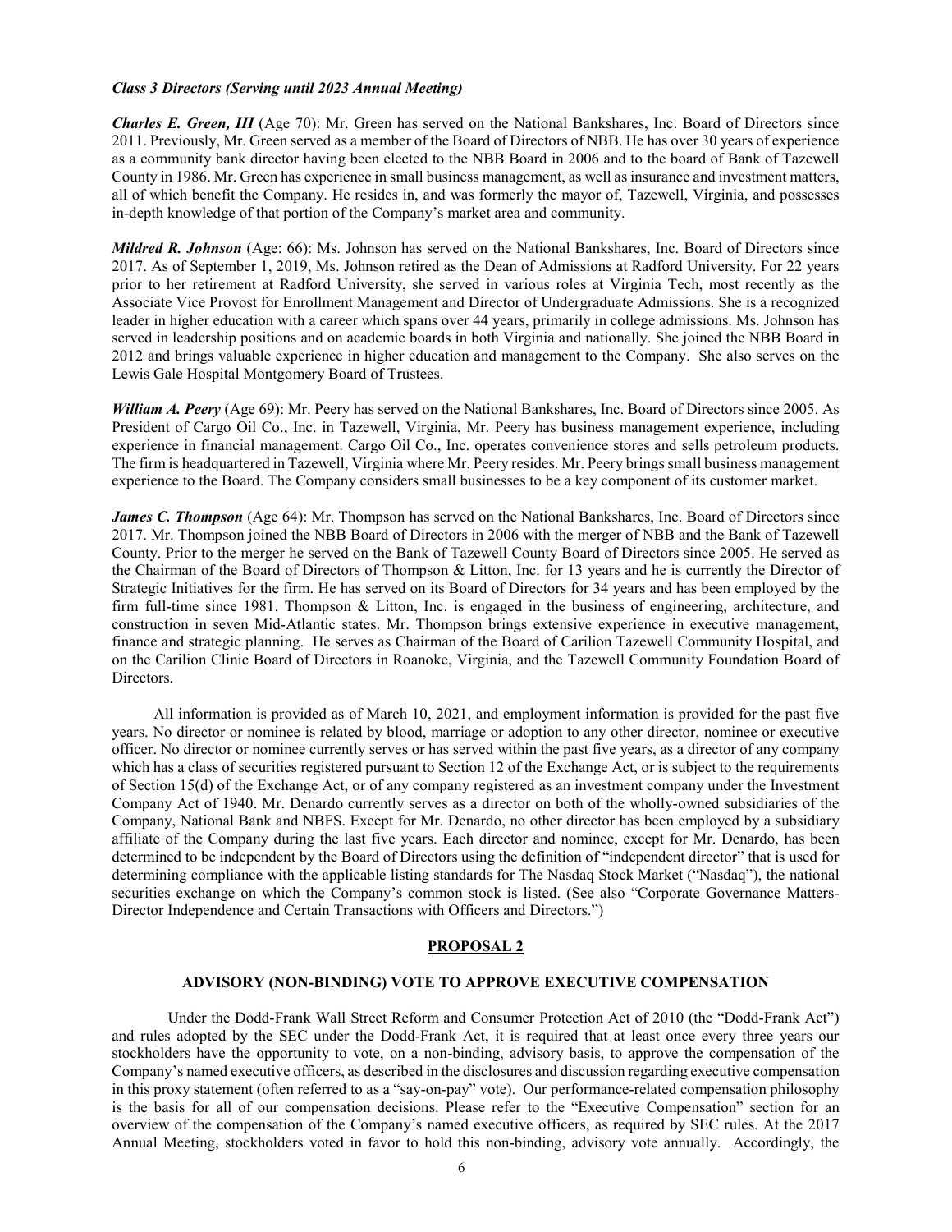*Class 3 Directors (Serving until 2023 Annual Meeting)*

***Charles E. Green, III*** (Age 70): Mr. Green has served on the National Bankshares, Inc. Board of Directors since 2011. Previously, Mr. Green served as a member of the Board of Directors of NBB. He has over 30 years of experience as a community bank director having been elected to the NBB Board in 2006 and to the board of Bank of Tazewell County in 1986. Mr. Green has experience in small business management, as well as insurance and investment matters, all of which benefit the Company. He resides in, and was formerly the mayor of, Tazewell, Virginia, and possesses in-depth knowledge of that portion of the Company's market area and community.

***Mildred R. Johnson*** (Age: 66): Ms. Johnson has served on the National Bankshares, Inc. Board of Directors since 2017. As of September 1, 2019, Ms. Johnson retired as the Dean of Admissions at Radford University. For 22 years prior to her retirement at Radford University, she served in various roles at Virginia Tech, most recently as the Associate Vice Provost for Enrollment Management and Director of Undergraduate Admissions. She is a recognized leader in higher education with a career which spans over 44 years, primarily in college admissions. Ms. Johnson has served in leadership positions and on academic boards in both Virginia and nationally. She joined the NBB Board in 2012 and brings valuable experience in higher education and management to the Company. She also serves on the Lewis Gale Hospital Montgomery Board of Trustees.

***William A. Peery*** (Age 69): Mr. Peery has served on the National Bankshares, Inc. Board of Directors since 2005. As President of Cargo Oil Co., Inc. in Tazewell, Virginia, Mr. Peery has business management experience, including experience in financial management. Cargo Oil Co., Inc. operates convenience stores and sells petroleum products. The firm is headquartered in Tazewell, Virginia where Mr. Peery resides. Mr. Peery brings small business management experience to the Board. The Company considers small businesses to be a key component of its customer market.

***James C. Thompson*** (Age 64): Mr. Thompson has served on the National Bankshares, Inc. Board of Directors since 2017. Mr. Thompson joined the NBB Board of Directors in 2006 with the merger of NBB and the Bank of Tazewell County. Prior to the merger he served on the Bank of Tazewell County Board of Directors since 2005. He served as the Chairman of the Board of Directors of Thompson & Litton, Inc. for 13 years and he is currently the Director of Strategic Initiatives for the firm. He has served on its Board of Directors for 34 years and has been employed by the firm full-time since 1981. Thompson & Litton, Inc. is engaged in the business of engineering, architecture, and construction in seven Mid-Atlantic states. Mr. Thompson brings extensive experience in executive management, finance and strategic planning. He serves as Chairman of the Board of Carilion Tazewell Community Hospital, and on the Carilion Clinic Board of Directors in Roanoke, Virginia, and the Tazewell Community Foundation Board of Directors.

All information is provided as of March 10, 2021, and employment information is provided for the past five years. No director or nominee is related by blood, marriage or adoption to any other director, nominee or executive officer. No director or nominee currently serves or has served within the past five years, as a director of any company which has a class of securities registered pursuant to Section 12 of the Exchange Act, or is subject to the requirements of Section 15(d) of the Exchange Act, or of any company registered as an investment company under the Investment Company Act of 1940. Mr. Denardo currently serves as a director on both of the wholly-owned subsidiaries of the Company, National Bank and NBFS. Except for Mr. Denardo, no other director has been employed by a subsidiary affiliate of the Company during the last five years. Each director and nominee, except for Mr. Denardo, has been determined to be independent by the Board of Directors using the definition of "independent director" that is used for determining compliance with the applicable listing standards for The Nasdaq Stock Market ("Nasdaq"), the national securities exchange on which the Company's common stock is listed. (See also "Corporate Governance Matters-Director Independence and Certain Transactions with Officers and Directors.")

## PROPOSAL 2

### ADVISORY (NON-BINDING) VOTE TO APPROVE EXECUTIVE COMPENSATION

Under the Dodd-Frank Wall Street Reform and Consumer Protection Act of 2010 (the "Dodd-Frank Act") and rules adopted by the SEC under the Dodd-Frank Act, it is required that at least once every three years our stockholders have the opportunity to vote, on a non-binding, advisory basis, to approve the compensation of the Company's named executive officers, as described in the disclosures and discussion regarding executive compensation in this proxy statement (often referred to as a "say-on-pay" vote). Our performance-related compensation philosophy is the basis for all of our compensation decisions. Please refer to the "Executive Compensation" section for an overview of the compensation of the Company's named executive officers, as required by SEC rules. At the 2017 Annual Meeting, stockholders voted in favor to hold this non-binding, advisory vote annually. Accordingly, the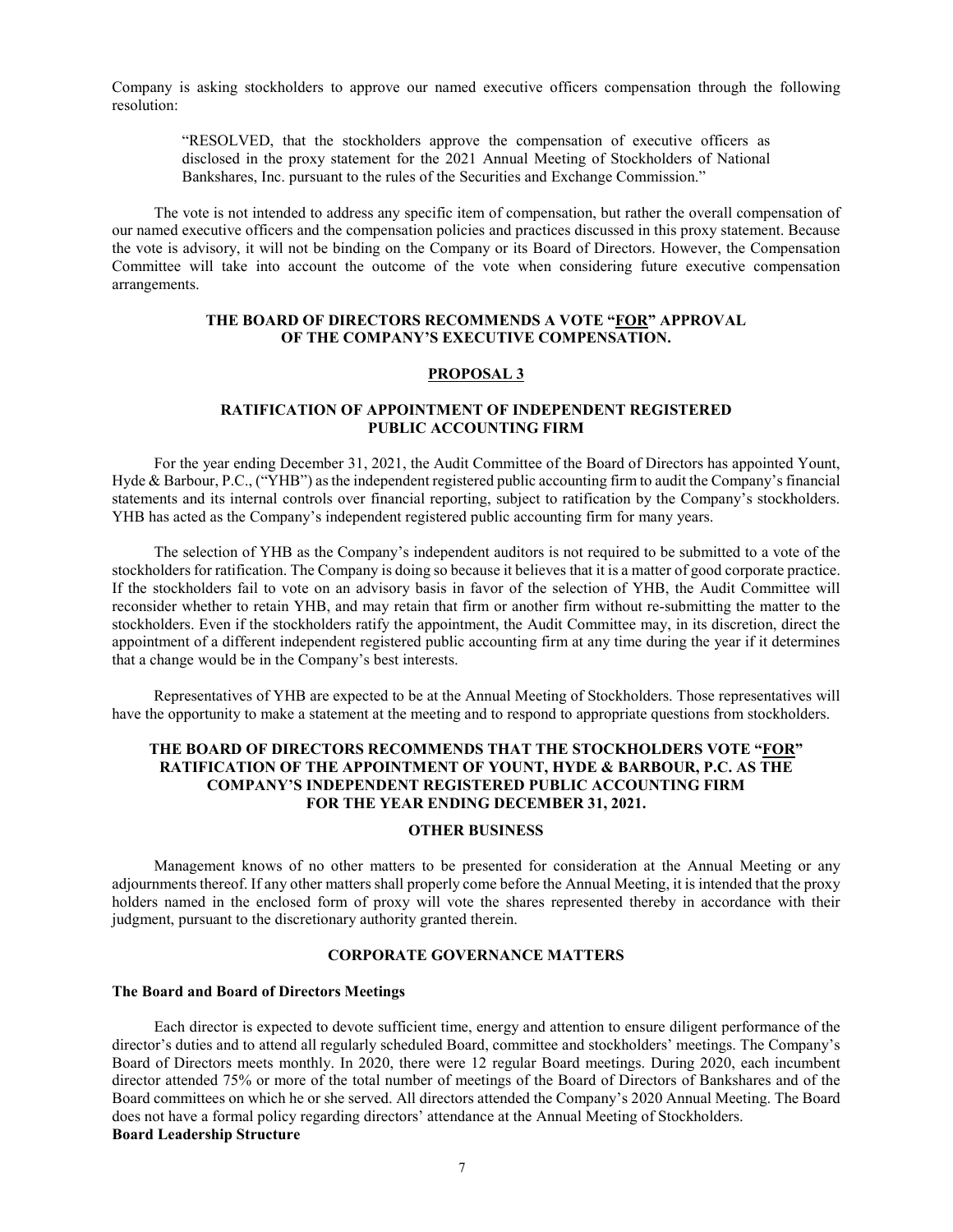Company is asking stockholders to approve our named executive officers compensation through the following resolution:

> "RESOLVED, that the stockholders approve the compensation of executive officers as disclosed in the proxy statement for the 2021 Annual Meeting of Stockholders of National Bankshares, Inc. pursuant to the rules of the Securities and Exchange Commission."

The vote is not intended to address any specific item of compensation, but rather the overall compensation of our named executive officers and the compensation policies and practices discussed in this proxy statement. Because the vote is advisory, it will not be binding on the Company or its Board of Directors. However, the Compensation Committee will take into account the outcome of the vote when considering future executive compensation arrangements.

**THE BOARD OF DIRECTORS RECOMMENDS A VOTE "FOR" APPROVAL OF THE COMPANY'S EXECUTIVE COMPENSATION.**

## PROPOSAL 3

## RATIFICATION OF APPOINTMENT OF INDEPENDENT REGISTERED PUBLIC ACCOUNTING FIRM

For the year ending December 31, 2021, the Audit Committee of the Board of Directors has appointed Yount, Hyde & Barbour, P.C., ("YHB") as the independent registered public accounting firm to audit the Company's financial statements and its internal controls over financial reporting, subject to ratification by the Company's stockholders. YHB has acted as the Company's independent registered public accounting firm for many years.

The selection of YHB as the Company's independent auditors is not required to be submitted to a vote of the stockholders for ratification. The Company is doing so because it believes that it is a matter of good corporate practice. If the stockholders fail to vote on an advisory basis in favor of the selection of YHB, the Audit Committee will reconsider whether to retain YHB, and may retain that firm or another firm without re-submitting the matter to the stockholders. Even if the stockholders ratify the appointment, the Audit Committee may, in its discretion, direct the appointment of a different independent registered public accounting firm at any time during the year if it determines that a change would be in the Company's best interests.

Representatives of YHB are expected to be at the Annual Meeting of Stockholders. Those representatives will have the opportunity to make a statement at the meeting and to respond to appropriate questions from stockholders.

**THE BOARD OF DIRECTORS RECOMMENDS THAT THE STOCKHOLDERS VOTE "FOR" RATIFICATION OF THE APPOINTMENT OF YOUNT, HYDE & BARBOUR, P.C. AS THE COMPANY'S INDEPENDENT REGISTERED PUBLIC ACCOUNTING FIRM FOR THE YEAR ENDING DECEMBER 31, 2021.**

## OTHER BUSINESS

Management knows of no other matters to be presented for consideration at the Annual Meeting or any adjournments thereof. If any other matters shall properly come before the Annual Meeting, it is intended that the proxy holders named in the enclosed form of proxy will vote the shares represented thereby in accordance with their judgment, pursuant to the discretionary authority granted therein.

## CORPORATE GOVERNANCE MATTERS

### The Board and Board of Directors Meetings

Each director is expected to devote sufficient time, energy and attention to ensure diligent performance of the director's duties and to attend all regularly scheduled Board, committee and stockholders' meetings. The Company's Board of Directors meets monthly. In 2020, there were 12 regular Board meetings. During 2020, each incumbent director attended 75% or more of the total number of meetings of the Board of Directors of Bankshares and of the Board committees on which he or she served. All directors attended the Company's 2020 Annual Meeting. The Board does not have a formal policy regarding directors' attendance at the Annual Meeting of Stockholders.

### Board Leadership Structure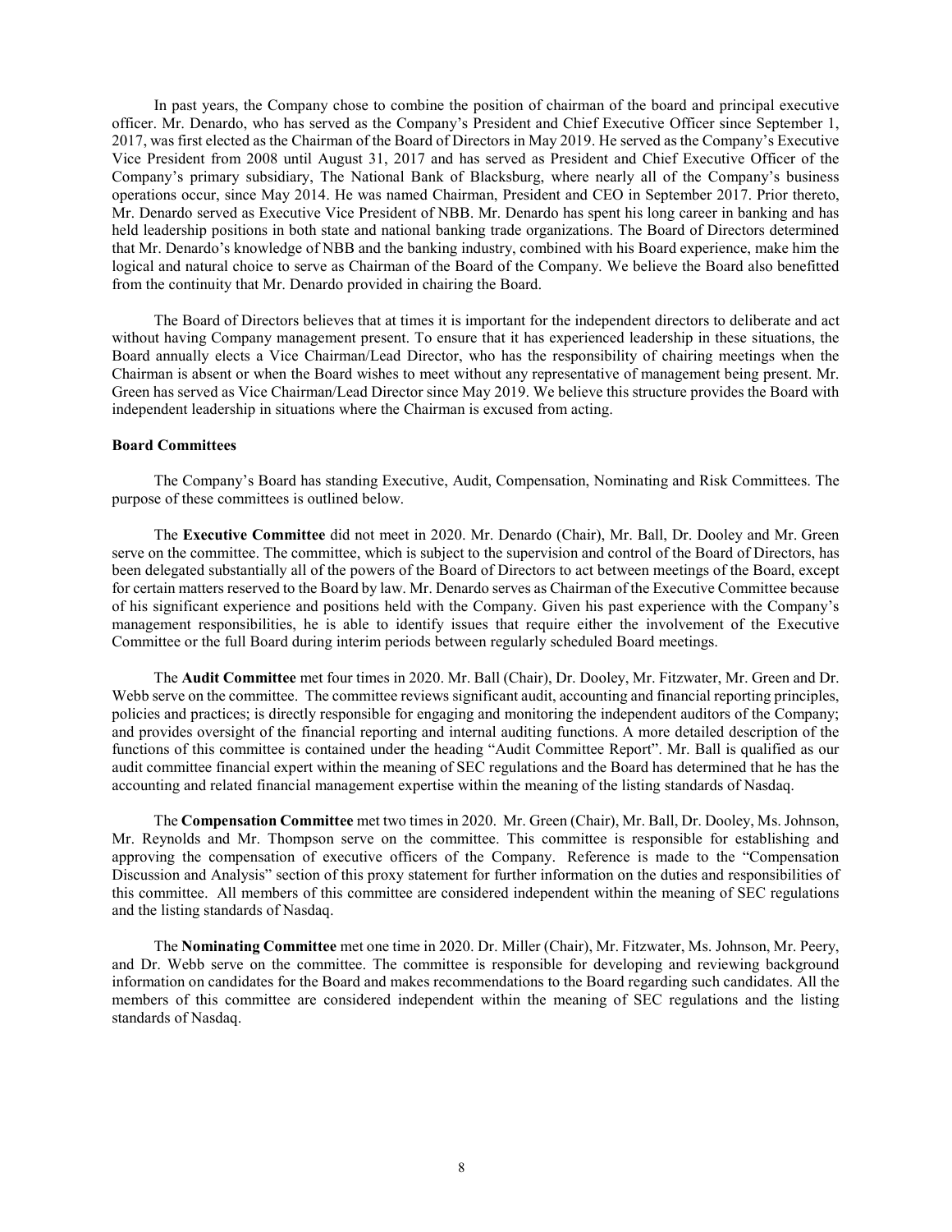In past years, the Company chose to combine the position of chairman of the board and principal executive officer. Mr. Denardo, who has served as the Company's President and Chief Executive Officer since September 1, 2017, was first elected as the Chairman of the Board of Directors in May 2019. He served as the Company's Executive Vice President from 2008 until August 31, 2017 and has served as President and Chief Executive Officer of the Company's primary subsidiary, The National Bank of Blacksburg, where nearly all of the Company's business operations occur, since May 2014. He was named Chairman, President and CEO in September 2017. Prior thereto, Mr. Denardo served as Executive Vice President of NBB. Mr. Denardo has spent his long career in banking and has held leadership positions in both state and national banking trade organizations. The Board of Directors determined that Mr. Denardo's knowledge of NBB and the banking industry, combined with his Board experience, make him the logical and natural choice to serve as Chairman of the Board of the Company. We believe the Board also benefitted from the continuity that Mr. Denardo provided in chairing the Board.

The Board of Directors believes that at times it is important for the independent directors to deliberate and act without having Company management present. To ensure that it has experienced leadership in these situations, the Board annually elects a Vice Chairman/Lead Director, who has the responsibility of chairing meetings when the Chairman is absent or when the Board wishes to meet without any representative of management being present. Mr. Green has served as Vice Chairman/Lead Director since May 2019. We believe this structure provides the Board with independent leadership in situations where the Chairman is excused from acting.

**Board Committees**

The Company's Board has standing Executive, Audit, Compensation, Nominating and Risk Committees. The purpose of these committees is outlined below.

The **Executive Committee** did not meet in 2020. Mr. Denardo (Chair), Mr. Ball, Dr. Dooley and Mr. Green serve on the committee. The committee, which is subject to the supervision and control of the Board of Directors, has been delegated substantially all of the powers of the Board of Directors to act between meetings of the Board, except for certain matters reserved to the Board by law. Mr. Denardo serves as Chairman of the Executive Committee because of his significant experience and positions held with the Company. Given his past experience with the Company's management responsibilities, he is able to identify issues that require either the involvement of the Executive Committee or the full Board during interim periods between regularly scheduled Board meetings.

The **Audit Committee** met four times in 2020. Mr. Ball (Chair), Dr. Dooley, Mr. Fitzwater, Mr. Green and Dr. Webb serve on the committee. The committee reviews significant audit, accounting and financial reporting principles, policies and practices; is directly responsible for engaging and monitoring the independent auditors of the Company; and provides oversight of the financial reporting and internal auditing functions. A more detailed description of the functions of this committee is contained under the heading "Audit Committee Report". Mr. Ball is qualified as our audit committee financial expert within the meaning of SEC regulations and the Board has determined that he has the accounting and related financial management expertise within the meaning of the listing standards of Nasdaq.

The **Compensation Committee** met two times in 2020. Mr. Green (Chair), Mr. Ball, Dr. Dooley, Ms. Johnson, Mr. Reynolds and Mr. Thompson serve on the committee. This committee is responsible for establishing and approving the compensation of executive officers of the Company. Reference is made to the "Compensation Discussion and Analysis" section of this proxy statement for further information on the duties and responsibilities of this committee. All members of this committee are considered independent within the meaning of SEC regulations and the listing standards of Nasdaq.

The **Nominating Committee** met one time in 2020. Dr. Miller (Chair), Mr. Fitzwater, Ms. Johnson, Mr. Peery, and Dr. Webb serve on the committee. The committee is responsible for developing and reviewing background information on candidates for the Board and makes recommendations to the Board regarding such candidates. All the members of this committee are considered independent within the meaning of SEC regulations and the listing standards of Nasdaq.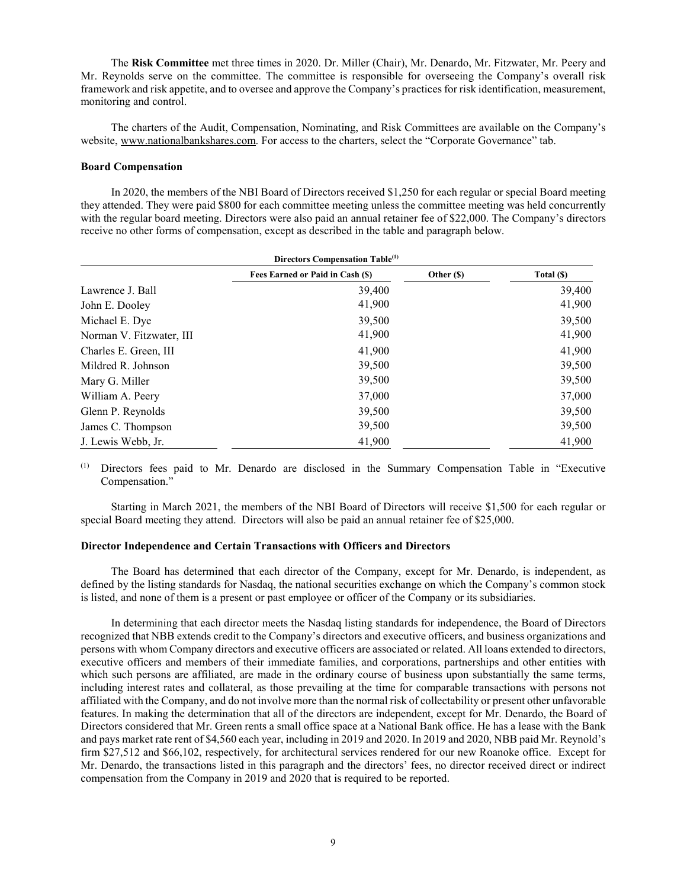The **Risk Committee** met three times in 2020. Dr. Miller (Chair), Mr. Denardo, Mr. Fitzwater, Mr. Peery and Mr. Reynolds serve on the committee. The committee is responsible for overseeing the Company's overall risk framework and risk appetite, and to oversee and approve the Company's practices for risk identification, measurement, monitoring and control.

The charters of the Audit, Compensation, Nominating, and Risk Committees are available on the Company's website, www.nationalbankshares.com. For access to the charters, select the "Corporate Governance" tab.

### Board Compensation

In 2020, the members of the NBI Board of Directors received $1,250 for each regular or special Board meeting they attended. They were paid $800 for each committee meeting unless the committee meeting was held concurrently with the regular board meeting. Directors were also paid an annual retainer fee of $22,000. The Company's directors receive no other forms of compensation, except as described in the table and paragraph below.

**Directors Compensation Table[(1)]**

| | Fees Earned or Paid in Cash ($) | Other ($) | Total ($) |
|---|---|---|---|
| Lawrence J. Ball | 39,400 | | 39,400 |
| John E. Dooley | 41,900 | | 41,900 |
| Michael E. Dye | 39,500 | | 39,500 |
| Norman V. Fitzwater, III | 41,900 | | 41,900 |
| Charles E. Green, III | 41,900 | | 41,900 |
| Mildred R. Johnson | 39,500 | | 39,500 |
| Mary G. Miller | 39,500 | | 39,500 |
| William A. Peery | 37,000 | | 37,000 |
| Glenn P. Reynolds | 39,500 | | 39,500 |
| James C. Thompson | 39,500 | | 39,500 |
| J. Lewis Webb, Jr. | 41,900 | | 41,900 |

(1) Directors fees paid to Mr. Denardo are disclosed in the Summary Compensation Table in "Executive Compensation."

Starting in March 2021, the members of the NBI Board of Directors will receive $1,500 for each regular or special Board meeting they attend. Directors will also be paid an annual retainer fee of $25,000.

### Director Independence and Certain Transactions with Officers and Directors

The Board has determined that each director of the Company, except for Mr. Denardo, is independent, as defined by the listing standards for Nasdaq, the national securities exchange on which the Company's common stock is listed, and none of them is a present or past employee or officer of the Company or its subsidiaries.

In determining that each director meets the Nasdaq listing standards for independence, the Board of Directors recognized that NBB extends credit to the Company's directors and executive officers, and business organizations and persons with whom Company directors and executive officers are associated or related. All loans extended to directors, executive officers and members of their immediate families, and corporations, partnerships and other entities with which such persons are affiliated, are made in the ordinary course of business upon substantially the same terms, including interest rates and collateral, as those prevailing at the time for comparable transactions with persons not affiliated with the Company, and do not involve more than the normal risk of collectability or present other unfavorable features. In making the determination that all of the directors are independent, except for Mr. Denardo, the Board of Directors considered that Mr. Green rents a small office space at a National Bank office. He has a lease with the Bank and pays market rate rent of $4,560 each year, including in 2019 and 2020. In 2019 and 2020, NBB paid Mr. Reynold's firm $27,512 and $66,102, respectively, for architectural services rendered for our new Roanoke office. Except for Mr. Denardo, the transactions listed in this paragraph and the directors' fees, no director received direct or indirect compensation from the Company in 2019 and 2020 that is required to be reported.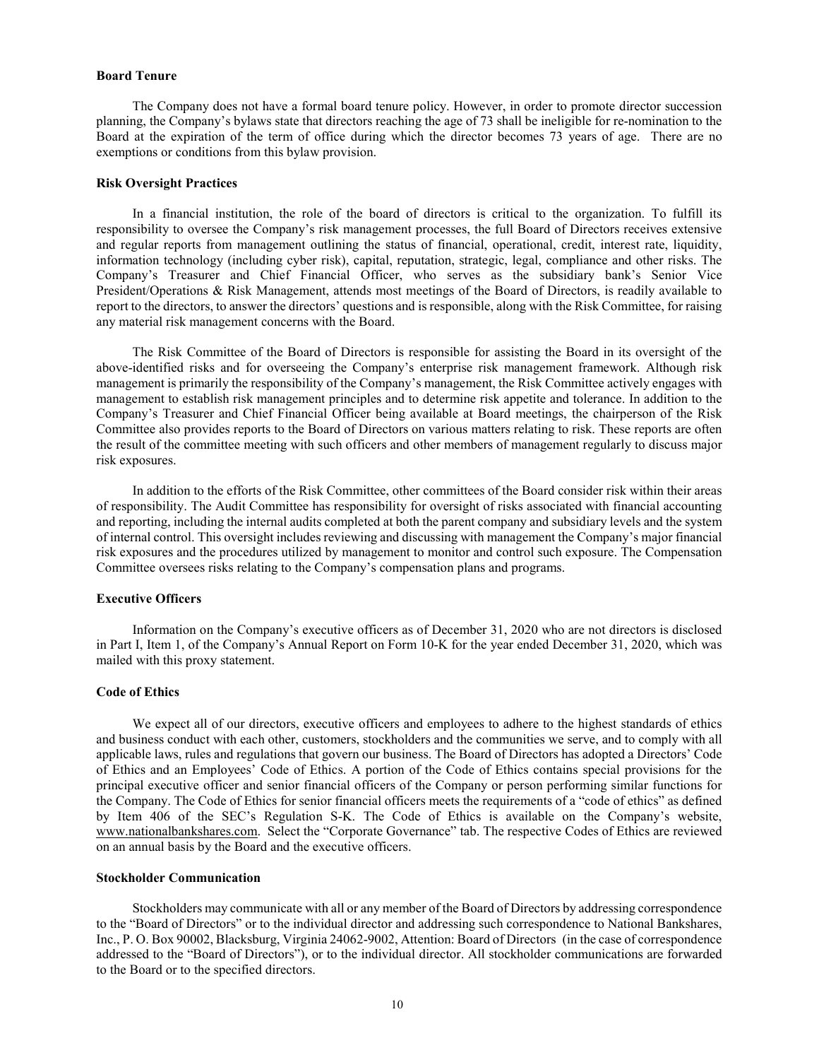### Board Tenure

The Company does not have a formal board tenure policy. However, in order to promote director succession planning, the Company's bylaws state that directors reaching the age of 73 shall be ineligible for re-nomination to the Board at the expiration of the term of office during which the director becomes 73 years of age. There are no exemptions or conditions from this bylaw provision.

### Risk Oversight Practices

In a financial institution, the role of the board of directors is critical to the organization. To fulfill its responsibility to oversee the Company's risk management processes, the full Board of Directors receives extensive and regular reports from management outlining the status of financial, operational, credit, interest rate, liquidity, information technology (including cyber risk), capital, reputation, strategic, legal, compliance and other risks. The Company's Treasurer and Chief Financial Officer, who serves as the subsidiary bank's Senior Vice President/Operations & Risk Management, attends most meetings of the Board of Directors, is readily available to report to the directors, to answer the directors' questions and is responsible, along with the Risk Committee, for raising any material risk management concerns with the Board.

The Risk Committee of the Board of Directors is responsible for assisting the Board in its oversight of the above-identified risks and for overseeing the Company's enterprise risk management framework. Although risk management is primarily the responsibility of the Company's management, the Risk Committee actively engages with management to establish risk management principles and to determine risk appetite and tolerance. In addition to the Company's Treasurer and Chief Financial Officer being available at Board meetings, the chairperson of the Risk Committee also provides reports to the Board of Directors on various matters relating to risk. These reports are often the result of the committee meeting with such officers and other members of management regularly to discuss major risk exposures.

In addition to the efforts of the Risk Committee, other committees of the Board consider risk within their areas of responsibility. The Audit Committee has responsibility for oversight of risks associated with financial accounting and reporting, including the internal audits completed at both the parent company and subsidiary levels and the system of internal control. This oversight includes reviewing and discussing with management the Company's major financial risk exposures and the procedures utilized by management to monitor and control such exposure. The Compensation Committee oversees risks relating to the Company's compensation plans and programs.

### Executive Officers

Information on the Company's executive officers as of December 31, 2020 who are not directors is disclosed in Part I, Item 1, of the Company's Annual Report on Form 10-K for the year ended December 31, 2020, which was mailed with this proxy statement.

### Code of Ethics

We expect all of our directors, executive officers and employees to adhere to the highest standards of ethics and business conduct with each other, customers, stockholders and the communities we serve, and to comply with all applicable laws, rules and regulations that govern our business. The Board of Directors has adopted a Directors' Code of Ethics and an Employees' Code of Ethics. A portion of the Code of Ethics contains special provisions for the principal executive officer and senior financial officers of the Company or person performing similar functions for the Company. The Code of Ethics for senior financial officers meets the requirements of a "code of ethics" as defined by Item 406 of the SEC's Regulation S-K. The Code of Ethics is available on the Company's website, www.nationalbankshares.com. Select the "Corporate Governance" tab. The respective Codes of Ethics are reviewed on an annual basis by the Board and the executive officers.

### Stockholder Communication

Stockholders may communicate with all or any member of the Board of Directors by addressing correspondence to the "Board of Directors" or to the individual director and addressing such correspondence to National Bankshares, Inc., P. O. Box 90002, Blacksburg, Virginia 24062-9002, Attention: Board of Directors (in the case of correspondence addressed to the "Board of Directors"), or to the individual director. All stockholder communications are forwarded to the Board or to the specified directors.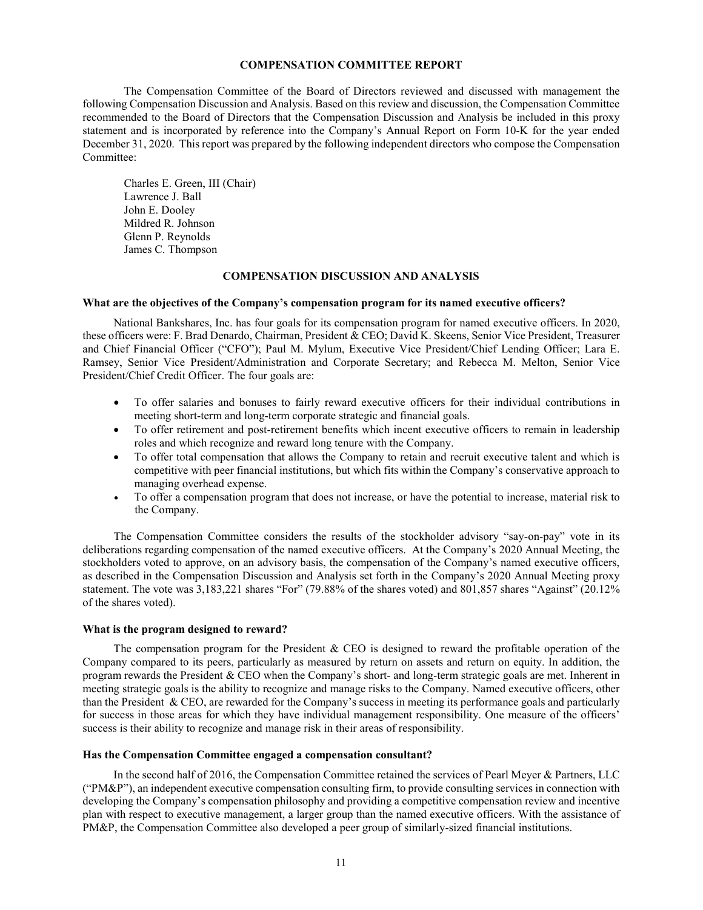## COMPENSATION COMMITTEE REPORT

The Compensation Committee of the Board of Directors reviewed and discussed with management the following Compensation Discussion and Analysis. Based on this review and discussion, the Compensation Committee recommended to the Board of Directors that the Compensation Discussion and Analysis be included in this proxy statement and is incorporated by reference into the Company's Annual Report on Form 10-K for the year ended December 31, 2020. This report was prepared by the following independent directors who compose the Compensation Committee:

Charles E. Green, III (Chair)
Lawrence J. Ball
John E. Dooley
Mildred R. Johnson
Glenn P. Reynolds
James C. Thompson

## COMPENSATION DISCUSSION AND ANALYSIS

### What are the objectives of the Company's compensation program for its named executive officers?

National Bankshares, Inc. has four goals for its compensation program for named executive officers. In 2020, these officers were: F. Brad Denardo, Chairman, President & CEO; David K. Skeens, Senior Vice President, Treasurer and Chief Financial Officer ("CFO"); Paul M. Mylum, Executive Vice President/Chief Lending Officer; Lara E. Ramsey, Senior Vice President/Administration and Corporate Secretary; and Rebecca M. Melton, Senior Vice President/Chief Credit Officer. The four goals are:

- To offer salaries and bonuses to fairly reward executive officers for their individual contributions in meeting short-term and long-term corporate strategic and financial goals.
- To offer retirement and post-retirement benefits which incent executive officers to remain in leadership roles and which recognize and reward long tenure with the Company.
- To offer total compensation that allows the Company to retain and recruit executive talent and which is competitive with peer financial institutions, but which fits within the Company's conservative approach to managing overhead expense.
- To offer a compensation program that does not increase, or have the potential to increase, material risk to the Company.

The Compensation Committee considers the results of the stockholder advisory "say-on-pay" vote in its deliberations regarding compensation of the named executive officers. At the Company's 2020 Annual Meeting, the stockholders voted to approve, on an advisory basis, the compensation of the Company's named executive officers, as described in the Compensation Discussion and Analysis set forth in the Company's 2020 Annual Meeting proxy statement. The vote was 3,183,221 shares "For" (79.88% of the shares voted) and 801,857 shares "Against" (20.12% of the shares voted).

### What is the program designed to reward?

The compensation program for the President & CEO is designed to reward the profitable operation of the Company compared to its peers, particularly as measured by return on assets and return on equity. In addition, the program rewards the President & CEO when the Company's short- and long-term strategic goals are met. Inherent in meeting strategic goals is the ability to recognize and manage risks to the Company. Named executive officers, other than the President & CEO, are rewarded for the Company's success in meeting its performance goals and particularly for success in those areas for which they have individual management responsibility. One measure of the officers' success is their ability to recognize and manage risk in their areas of responsibility.

### Has the Compensation Committee engaged a compensation consultant?

In the second half of 2016, the Compensation Committee retained the services of Pearl Meyer & Partners, LLC ("PM&P"), an independent executive compensation consulting firm, to provide consulting services in connection with developing the Company's compensation philosophy and providing a competitive compensation review and incentive plan with respect to executive management, a larger group than the named executive officers. With the assistance of PM&P, the Compensation Committee also developed a peer group of similarly-sized financial institutions.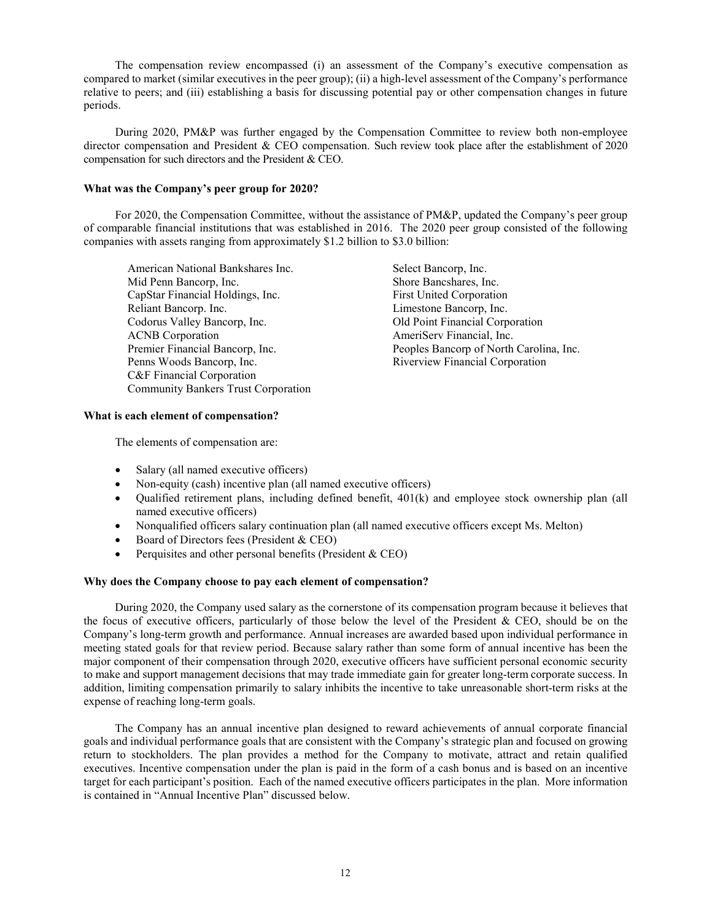The compensation review encompassed (i) an assessment of the Company's executive compensation as compared to market (similar executives in the peer group); (ii) a high-level assessment of the Company's performance relative to peers; and (iii) establishing a basis for discussing potential pay or other compensation changes in future periods.

During 2020, PM&P was further engaged by the Compensation Committee to review both non-employee director compensation and President & CEO compensation. Such review took place after the establishment of 2020 compensation for such directors and the President & CEO.

**What was the Company's peer group for 2020?**

For 2020, the Compensation Committee, without the assistance of PM&P, updated the Company's peer group of comparable financial institutions that was established in 2016. The 2020 peer group consisted of the following companies with assets ranging from approximately $1.2 billion to $3.0 billion:

American National Bankshares Inc.
Mid Penn Bancorp, Inc.
CapStar Financial Holdings, Inc.
Reliant Bancorp. Inc.
Codorus Valley Bancorp, Inc.
ACNB Corporation
Premier Financial Bancorp, Inc.
Penns Woods Bancorp, Inc.
C&F Financial Corporation
Community Bankers Trust Corporation
Select Bancorp, Inc.
Shore Bancshares, Inc.
First United Corporation
Limestone Bancorp, Inc.
Old Point Financial Corporation
AmeriServ Financial, Inc.
Peoples Bancorp of North Carolina, Inc.
Riverview Financial Corporation

**What is each element of compensation?**

The elements of compensation are:

- Salary (all named executive officers)
- Non-equity (cash) incentive plan (all named executive officers)
- Qualified retirement plans, including defined benefit, 401(k) and employee stock ownership plan (all named executive officers)
- Nonqualified officers salary continuation plan (all named executive officers except Ms. Melton)
- Board of Directors fees (President & CEO)
- Perquisites and other personal benefits (President & CEO)

**Why does the Company choose to pay each element of compensation?**

During 2020, the Company used salary as the cornerstone of its compensation program because it believes that the focus of executive officers, particularly of those below the level of the President & CEO, should be on the Company's long-term growth and performance. Annual increases are awarded based upon individual performance in meeting stated goals for that review period. Because salary rather than some form of annual incentive has been the major component of their compensation through 2020, executive officers have sufficient personal economic security to make and support management decisions that may trade immediate gain for greater long-term corporate success. In addition, limiting compensation primarily to salary inhibits the incentive to take unreasonable short-term risks at the expense of reaching long-term goals.

The Company has an annual incentive plan designed to reward achievements of annual corporate financial goals and individual performance goals that are consistent with the Company's strategic plan and focused on growing return to stockholders. The plan provides a method for the Company to motivate, attract and retain qualified executives. Incentive compensation under the plan is paid in the form of a cash bonus and is based on an incentive target for each participant's position. Each of the named executive officers participates in the plan. More information is contained in "Annual Incentive Plan" discussed below.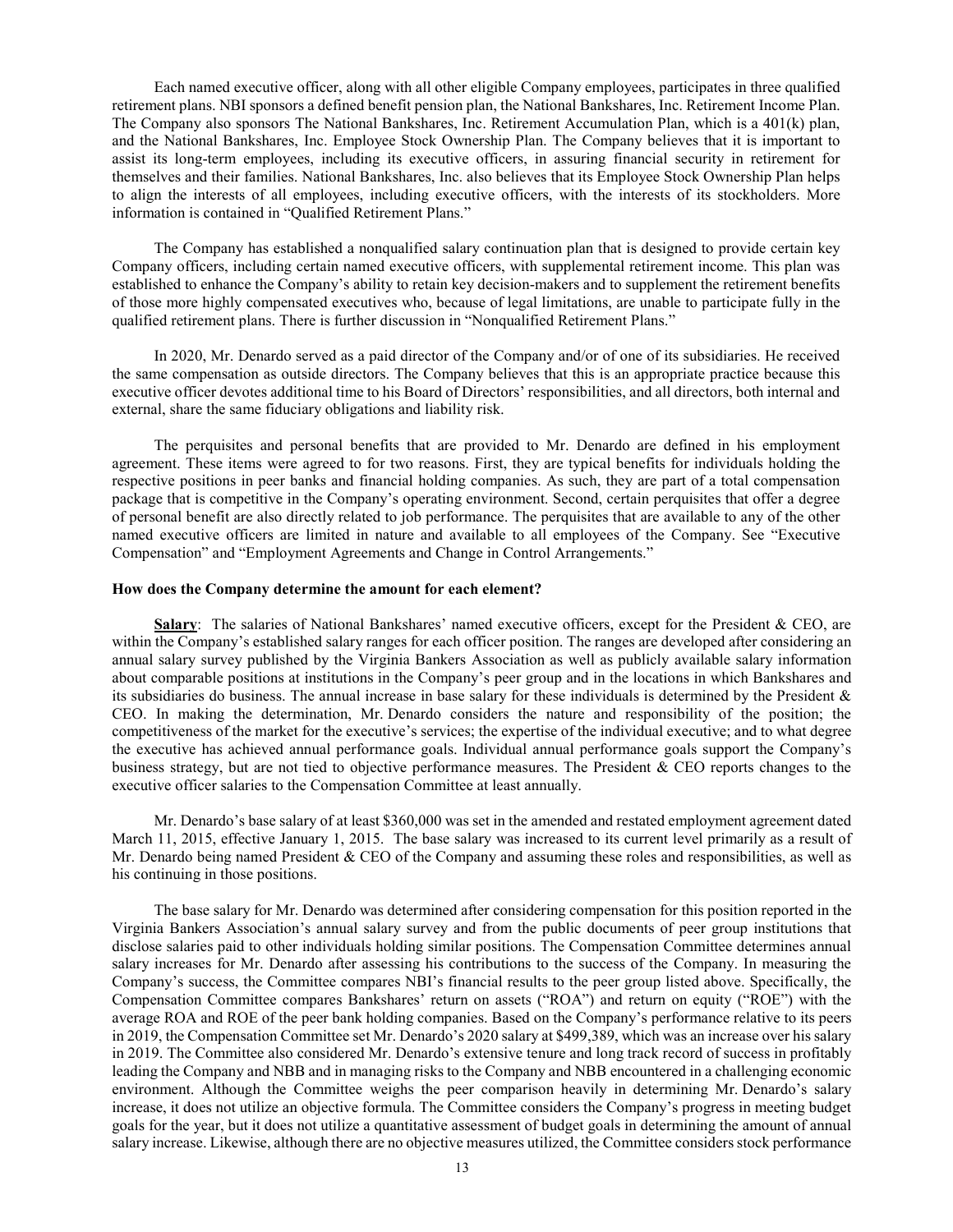Each named executive officer, along with all other eligible Company employees, participates in three qualified retirement plans. NBI sponsors a defined benefit pension plan, the National Bankshares, Inc. Retirement Income Plan. The Company also sponsors The National Bankshares, Inc. Retirement Accumulation Plan, which is a 401(k) plan, and the National Bankshares, Inc. Employee Stock Ownership Plan. The Company believes that it is important to assist its long-term employees, including its executive officers, in assuring financial security in retirement for themselves and their families. National Bankshares, Inc. also believes that its Employee Stock Ownership Plan helps to align the interests of all employees, including executive officers, with the interests of its stockholders. More information is contained in "Qualified Retirement Plans."

The Company has established a nonqualified salary continuation plan that is designed to provide certain key Company officers, including certain named executive officers, with supplemental retirement income. This plan was established to enhance the Company's ability to retain key decision-makers and to supplement the retirement benefits of those more highly compensated executives who, because of legal limitations, are unable to participate fully in the qualified retirement plans. There is further discussion in "Nonqualified Retirement Plans."

In 2020, Mr. Denardo served as a paid director of the Company and/or of one of its subsidiaries. He received the same compensation as outside directors. The Company believes that this is an appropriate practice because this executive officer devotes additional time to his Board of Directors' responsibilities, and all directors, both internal and external, share the same fiduciary obligations and liability risk.

The perquisites and personal benefits that are provided to Mr. Denardo are defined in his employment agreement. These items were agreed to for two reasons. First, they are typical benefits for individuals holding the respective positions in peer banks and financial holding companies. As such, they are part of a total compensation package that is competitive in the Company's operating environment. Second, certain perquisites that offer a degree of personal benefit are also directly related to job performance. The perquisites that are available to any of the other named executive officers are limited in nature and available to all employees of the Company. See "Executive Compensation" and "Employment Agreements and Change in Control Arrangements."

**How does the Company determine the amount for each element?**

**Salary**: The salaries of National Bankshares' named executive officers, except for the President & CEO, are within the Company's established salary ranges for each officer position. The ranges are developed after considering an annual salary survey published by the Virginia Bankers Association as well as publicly available salary information about comparable positions at institutions in the Company's peer group and in the locations in which Bankshares and its subsidiaries do business. The annual increase in base salary for these individuals is determined by the President & CEO. In making the determination, Mr. Denardo considers the nature and responsibility of the position; the competitiveness of the market for the executive's services; the expertise of the individual executive; and to what degree the executive has achieved annual performance goals. Individual annual performance goals support the Company's business strategy, but are not tied to objective performance measures. The President & CEO reports changes to the executive officer salaries to the Compensation Committee at least annually.

Mr. Denardo's base salary of at least $360,000 was set in the amended and restated employment agreement dated March 11, 2015, effective January 1, 2015. The base salary was increased to its current level primarily as a result of Mr. Denardo being named President & CEO of the Company and assuming these roles and responsibilities, as well as his continuing in those positions.

The base salary for Mr. Denardo was determined after considering compensation for this position reported in the Virginia Bankers Association's annual salary survey and from the public documents of peer group institutions that disclose salaries paid to other individuals holding similar positions. The Compensation Committee determines annual salary increases for Mr. Denardo after assessing his contributions to the success of the Company. In measuring the Company's success, the Committee compares NBI's financial results to the peer group listed above. Specifically, the Compensation Committee compares Bankshares' return on assets ("ROA") and return on equity ("ROE") with the average ROA and ROE of the peer bank holding companies. Based on the Company's performance relative to its peers in 2019, the Compensation Committee set Mr. Denardo's 2020 salary at $499,389, which was an increase over his salary in 2019. The Committee also considered Mr. Denardo's extensive tenure and long track record of success in profitably leading the Company and NBB and in managing risks to the Company and NBB encountered in a challenging economic environment. Although the Committee weighs the peer comparison heavily in determining Mr. Denardo's salary increase, it does not utilize an objective formula. The Committee considers the Company's progress in meeting budget goals for the year, but it does not utilize a quantitative assessment of budget goals in determining the amount of annual salary increase. Likewise, although there are no objective measures utilized, the Committee considers stock performance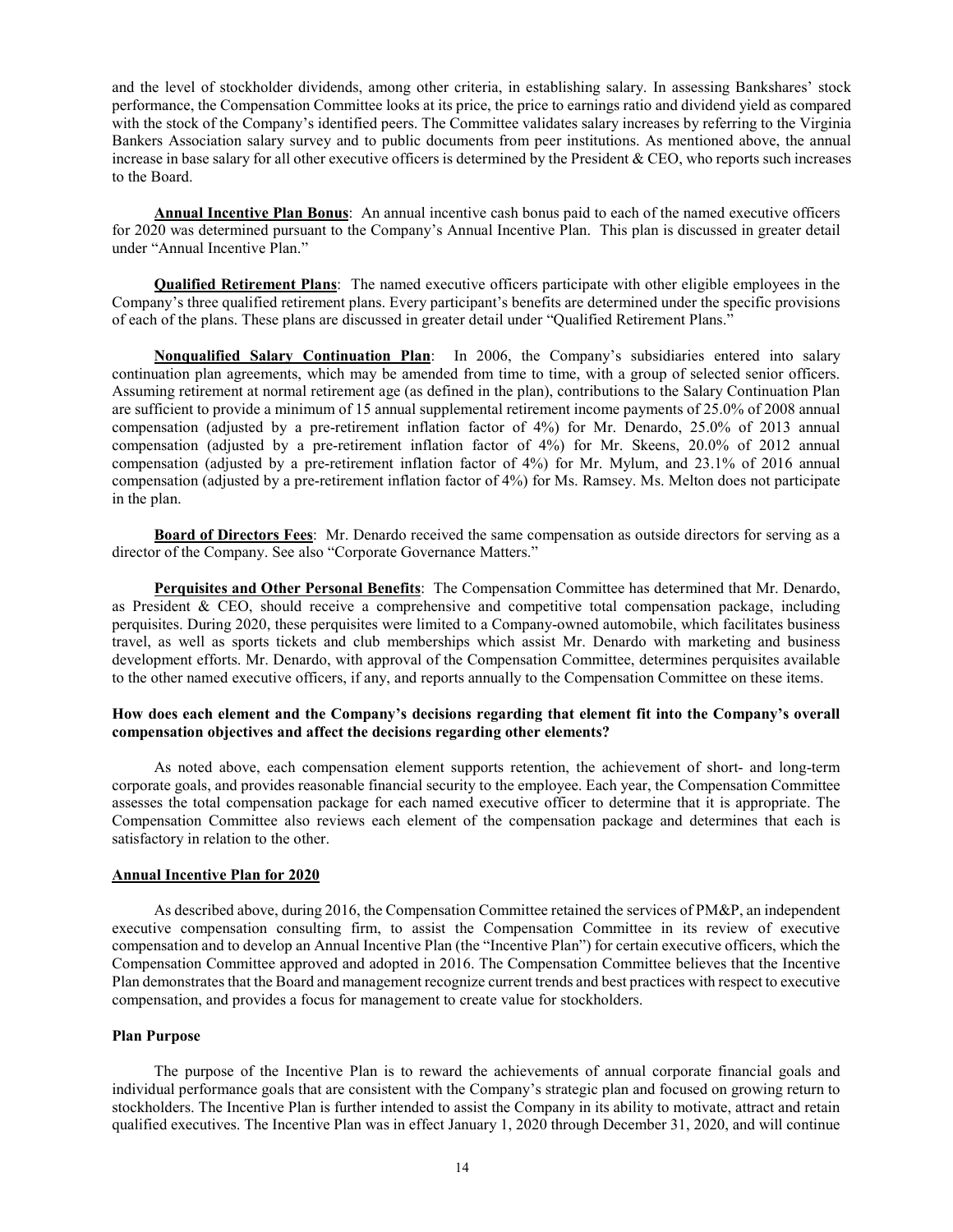and the level of stockholder dividends, among other criteria, in establishing salary. In assessing Bankshares' stock performance, the Compensation Committee looks at its price, the price to earnings ratio and dividend yield as compared with the stock of the Company's identified peers. The Committee validates salary increases by referring to the Virginia Bankers Association salary survey and to public documents from peer institutions. As mentioned above, the annual increase in base salary for all other executive officers is determined by the President & CEO, who reports such increases to the Board.

**Annual Incentive Plan Bonus**: An annual incentive cash bonus paid to each of the named executive officers for 2020 was determined pursuant to the Company's Annual Incentive Plan. This plan is discussed in greater detail under "Annual Incentive Plan."

**Qualified Retirement Plans**: The named executive officers participate with other eligible employees in the Company's three qualified retirement plans. Every participant's benefits are determined under the specific provisions of each of the plans. These plans are discussed in greater detail under "Qualified Retirement Plans."

**Nonqualified Salary Continuation Plan**: In 2006, the Company's subsidiaries entered into salary continuation plan agreements, which may be amended from time to time, with a group of selected senior officers. Assuming retirement at normal retirement age (as defined in the plan), contributions to the Salary Continuation Plan are sufficient to provide a minimum of 15 annual supplemental retirement income payments of 25.0% of 2008 annual compensation (adjusted by a pre-retirement inflation factor of 4%) for Mr. Denardo, 25.0% of 2013 annual compensation (adjusted by a pre-retirement inflation factor of 4%) for Mr. Skeens, 20.0% of 2012 annual compensation (adjusted by a pre-retirement inflation factor of 4%) for Mr. Mylum, and 23.1% of 2016 annual compensation (adjusted by a pre-retirement inflation factor of 4%) for Ms. Ramsey. Ms. Melton does not participate in the plan.

**Board of Directors Fees**: Mr. Denardo received the same compensation as outside directors for serving as a director of the Company. See also "Corporate Governance Matters."

**Perquisites and Other Personal Benefits**: The Compensation Committee has determined that Mr. Denardo, as President & CEO, should receive a comprehensive and competitive total compensation package, including perquisites. During 2020, these perquisites were limited to a Company-owned automobile, which facilitates business travel, as well as sports tickets and club memberships which assist Mr. Denardo with marketing and business development efforts. Mr. Denardo, with approval of the Compensation Committee, determines perquisites available to the other named executive officers, if any, and reports annually to the Compensation Committee on these items.

**How does each element and the Company's decisions regarding that element fit into the Company's overall compensation objectives and affect the decisions regarding other elements?**

As noted above, each compensation element supports retention, the achievement of short- and long-term corporate goals, and provides reasonable financial security to the employee. Each year, the Compensation Committee assesses the total compensation package for each named executive officer to determine that it is appropriate. The Compensation Committee also reviews each element of the compensation package and determines that each is satisfactory in relation to the other.

**Annual Incentive Plan for 2020**

As described above, during 2016, the Compensation Committee retained the services of PM&P, an independent executive compensation consulting firm, to assist the Compensation Committee in its review of executive compensation and to develop an Annual Incentive Plan (the "Incentive Plan") for certain executive officers, which the Compensation Committee approved and adopted in 2016. The Compensation Committee believes that the Incentive Plan demonstrates that the Board and management recognize current trends and best practices with respect to executive compensation, and provides a focus for management to create value for stockholders.

**Plan Purpose**

The purpose of the Incentive Plan is to reward the achievements of annual corporate financial goals and individual performance goals that are consistent with the Company's strategic plan and focused on growing return to stockholders. The Incentive Plan is further intended to assist the Company in its ability to motivate, attract and retain qualified executives. The Incentive Plan was in effect January 1, 2020 through December 31, 2020, and will continue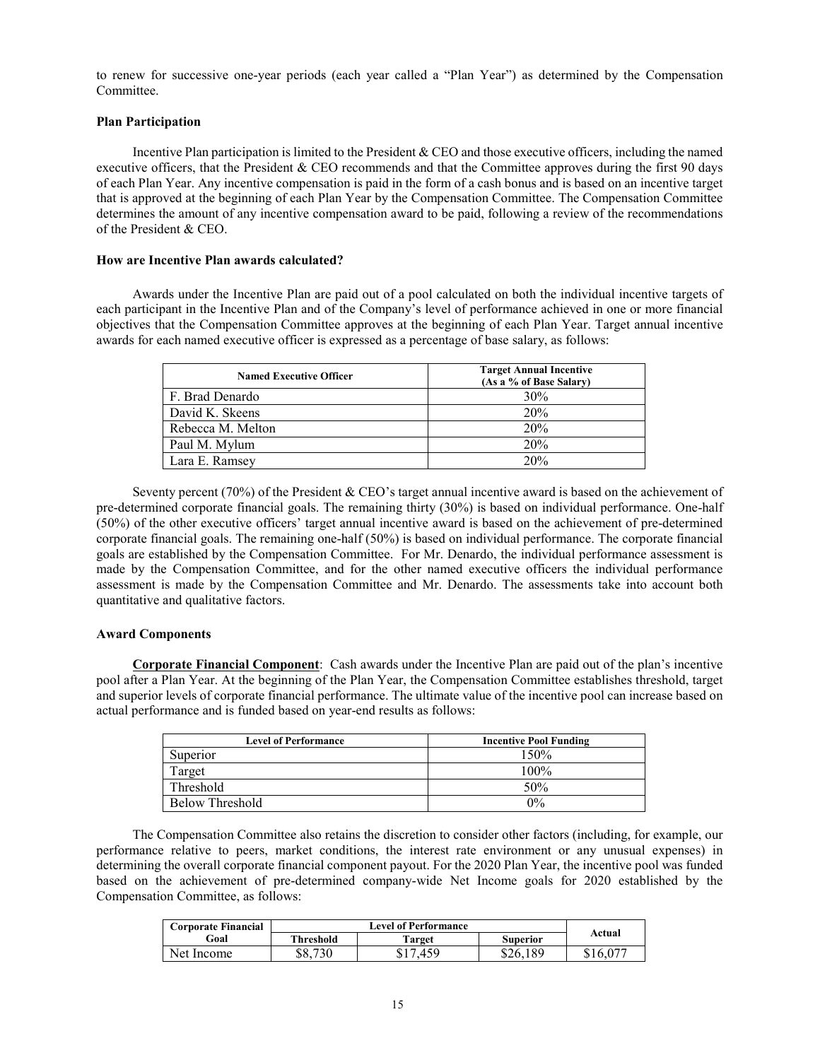to renew for successive one-year periods (each year called a "Plan Year") as determined by the Compensation Committee.

**Plan Participation**

Incentive Plan participation is limited to the President & CEO and those executive officers, including the named executive officers, that the President & CEO recommends and that the Committee approves during the first 90 days of each Plan Year. Any incentive compensation is paid in the form of a cash bonus and is based on an incentive target that is approved at the beginning of each Plan Year by the Compensation Committee. The Compensation Committee determines the amount of any incentive compensation award to be paid, following a review of the recommendations of the President & CEO.

**How are Incentive Plan awards calculated?**

Awards under the Incentive Plan are paid out of a pool calculated on both the individual incentive targets of each participant in the Incentive Plan and of the Company's level of performance achieved in one or more financial objectives that the Compensation Committee approves at the beginning of each Plan Year. Target annual incentive awards for each named executive officer is expressed as a percentage of base salary, as follows:

| Named Executive Officer | Target Annual Incentive (As a % of Base Salary) |
|---|---|
| F. Brad Denardo | 30% |
| David K. Skeens | 20% |
| Rebecca M. Melton | 20% |
| Paul M. Mylum | 20% |
| Lara E. Ramsey | 20% |

Seventy percent (70%) of the President & CEO's target annual incentive award is based on the achievement of pre-determined corporate financial goals. The remaining thirty (30%) is based on individual performance. One-half (50%) of the other executive officers' target annual incentive award is based on the achievement of pre-determined corporate financial goals. The remaining one-half (50%) is based on individual performance. The corporate financial goals are established by the Compensation Committee. For Mr. Denardo, the individual performance assessment is made by the Compensation Committee, and for the other named executive officers the individual performance assessment is made by the Compensation Committee and Mr. Denardo. The assessments take into account both quantitative and qualitative factors.

**Award Components**

**Corporate Financial Component**: Cash awards under the Incentive Plan are paid out of the plan's incentive pool after a Plan Year. At the beginning of the Plan Year, the Compensation Committee establishes threshold, target and superior levels of corporate financial performance. The ultimate value of the incentive pool can increase based on actual performance and is funded based on year-end results as follows:

| Level of Performance | Incentive Pool Funding |
|---|---|
| Superior | 150% |
| Target | 100% |
| Threshold | 50% |
| Below Threshold | 0% |

The Compensation Committee also retains the discretion to consider other factors (including, for example, our performance relative to peers, market conditions, the interest rate environment or any unusual expenses) in determining the overall corporate financial component payout. For the 2020 Plan Year, the incentive pool was funded based on the achievement of pre-determined company-wide Net Income goals for 2020 established by the Compensation Committee, as follows:

| Corporate Financial Goal | Level of Performance | | | Actual |
|---|---|---|---|---|
| | Threshold | Target | Superior | |
| Net Income | $8,730 | $17,459 | $26,189 | $16,077 |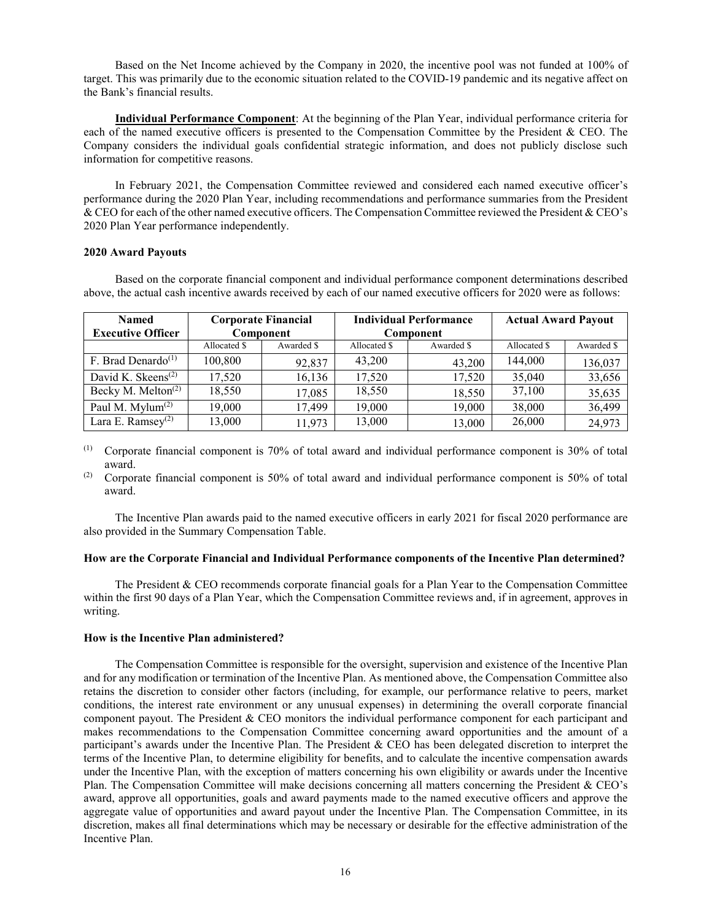Based on the Net Income achieved by the Company in 2020, the incentive pool was not funded at 100% of target. This was primarily due to the economic situation related to the COVID-19 pandemic and its negative affect on the Bank's financial results.

**Individual Performance Component**: At the beginning of the Plan Year, individual performance criteria for each of the named executive officers is presented to the Compensation Committee by the President & CEO. The Company considers the individual goals confidential strategic information, and does not publicly disclose such information for competitive reasons.

In February 2021, the Compensation Committee reviewed and considered each named executive officer's performance during the 2020 Plan Year, including recommendations and performance summaries from the President & CEO for each of the other named executive officers. The Compensation Committee reviewed the President & CEO's 2020 Plan Year performance independently.

**2020 Award Payouts**

Based on the corporate financial component and individual performance component determinations described above, the actual cash incentive awards received by each of our named executive officers for 2020 were as follows:

| Named Executive Officer | Corporate Financial Component | | Individual Performance Component | | Actual Award Payout | |
|---|---|---|---|---|---|---|
| | Allocated $ | Awarded $ | Allocated $ | Awarded $ | Allocated $ | Awarded $ |
| F. Brad Denardo[(1)] | 100,800 | 92,837 | 43,200 | 43,200 | 144,000 | 136,037 |
| David K. Skeens[(2)] | 17,520 | 16,136 | 17,520 | 17,520 | 35,040 | 33,656 |
| Becky M. Melton[(2)] | 18,550 | 17,085 | 18,550 | 18,550 | 37,100 | 35,635 |
| Paul M. Mylum[(2)] | 19,000 | 17,499 | 19,000 | 19,000 | 38,000 | 36,499 |
| Lara E. Ramsey[(2)] | 13,000 | 11,973 | 13,000 | 13,000 | 26,000 | 24,973 |

(1) Corporate financial component is 70% of total award and individual performance component is 30% of total award.

(2) Corporate financial component is 50% of total award and individual performance component is 50% of total award.

The Incentive Plan awards paid to the named executive officers in early 2021 for fiscal 2020 performance are also provided in the Summary Compensation Table.

**How are the Corporate Financial and Individual Performance components of the Incentive Plan determined?**

The President & CEO recommends corporate financial goals for a Plan Year to the Compensation Committee within the first 90 days of a Plan Year, which the Compensation Committee reviews and, if in agreement, approves in writing.

**How is the Incentive Plan administered?**

The Compensation Committee is responsible for the oversight, supervision and existence of the Incentive Plan and for any modification or termination of the Incentive Plan. As mentioned above, the Compensation Committee also retains the discretion to consider other factors (including, for example, our performance relative to peers, market conditions, the interest rate environment or any unusual expenses) in determining the overall corporate financial component payout. The President & CEO monitors the individual performance component for each participant and makes recommendations to the Compensation Committee concerning award opportunities and the amount of a participant's awards under the Incentive Plan. The President & CEO has been delegated discretion to interpret the terms of the Incentive Plan, to determine eligibility for benefits, and to calculate the incentive compensation awards under the Incentive Plan, with the exception of matters concerning his own eligibility or awards under the Incentive Plan. The Compensation Committee will make decisions concerning all matters concerning the President & CEO's award, approve all opportunities, goals and award payments made to the named executive officers and approve the aggregate value of opportunities and award payout under the Incentive Plan. The Compensation Committee, in its discretion, makes all final determinations which may be necessary or desirable for the effective administration of the Incentive Plan.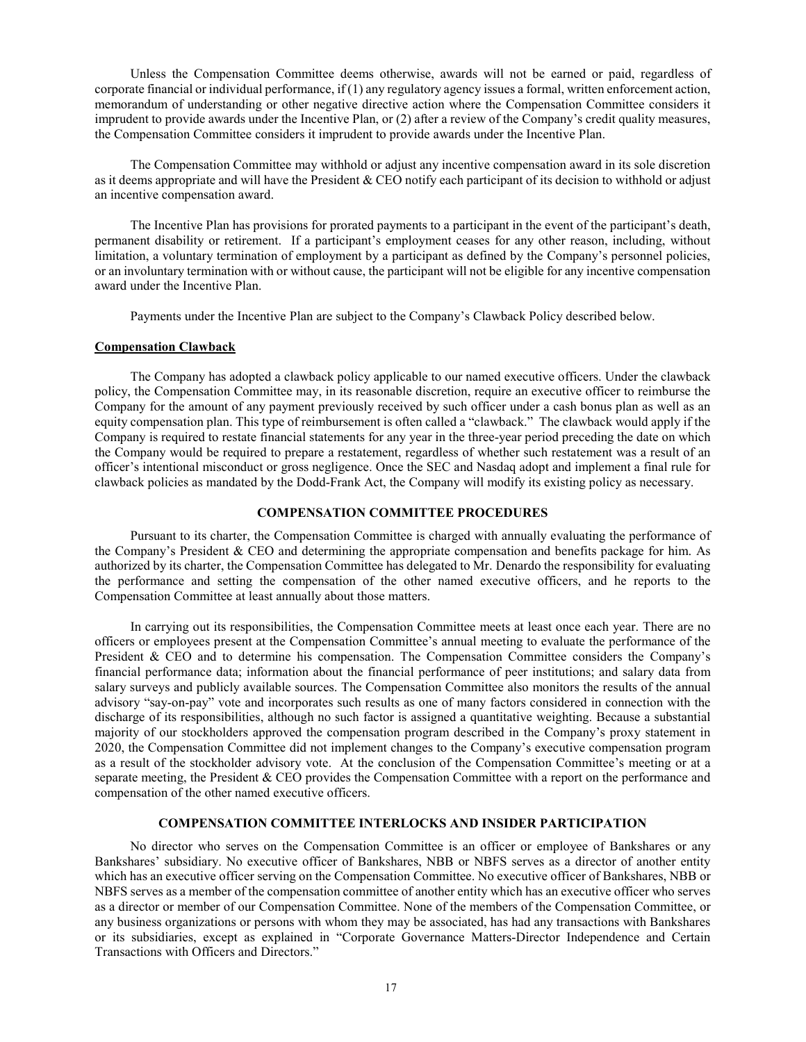Unless the Compensation Committee deems otherwise, awards will not be earned or paid, regardless of corporate financial or individual performance, if (1) any regulatory agency issues a formal, written enforcement action, memorandum of understanding or other negative directive action where the Compensation Committee considers it imprudent to provide awards under the Incentive Plan, or (2) after a review of the Company's credit quality measures, the Compensation Committee considers it imprudent to provide awards under the Incentive Plan.

The Compensation Committee may withhold or adjust any incentive compensation award in its sole discretion as it deems appropriate and will have the President & CEO notify each participant of its decision to withhold or adjust an incentive compensation award.

The Incentive Plan has provisions for prorated payments to a participant in the event of the participant's death, permanent disability or retirement. If a participant's employment ceases for any other reason, including, without limitation, a voluntary termination of employment by a participant as defined by the Company's personnel policies, or an involuntary termination with or without cause, the participant will not be eligible for any incentive compensation award under the Incentive Plan.

Payments under the Incentive Plan are subject to the Company's Clawback Policy described below.

**Compensation Clawback**

The Company has adopted a clawback policy applicable to our named executive officers. Under the clawback policy, the Compensation Committee may, in its reasonable discretion, require an executive officer to reimburse the Company for the amount of any payment previously received by such officer under a cash bonus plan as well as an equity compensation plan. This type of reimbursement is often called a "clawback." The clawback would apply if the Company is required to restate financial statements for any year in the three-year period preceding the date on which the Company would be required to prepare a restatement, regardless of whether such restatement was a result of an officer's intentional misconduct or gross negligence. Once the SEC and Nasdaq adopt and implement a final rule for clawback policies as mandated by the Dodd-Frank Act, the Company will modify its existing policy as necessary.

## COMPENSATION COMMITTEE PROCEDURES

Pursuant to its charter, the Compensation Committee is charged with annually evaluating the performance of the Company's President & CEO and determining the appropriate compensation and benefits package for him. As authorized by its charter, the Compensation Committee has delegated to Mr. Denardo the responsibility for evaluating the performance and setting the compensation of the other named executive officers, and he reports to the Compensation Committee at least annually about those matters.

In carrying out its responsibilities, the Compensation Committee meets at least once each year. There are no officers or employees present at the Compensation Committee's annual meeting to evaluate the performance of the President & CEO and to determine his compensation. The Compensation Committee considers the Company's financial performance data; information about the financial performance of peer institutions; and salary data from salary surveys and publicly available sources. The Compensation Committee also monitors the results of the annual advisory "say-on-pay" vote and incorporates such results as one of many factors considered in connection with the discharge of its responsibilities, although no such factor is assigned a quantitative weighting. Because a substantial majority of our stockholders approved the compensation program described in the Company's proxy statement in 2020, the Compensation Committee did not implement changes to the Company's executive compensation program as a result of the stockholder advisory vote. At the conclusion of the Compensation Committee's meeting or at a separate meeting, the President & CEO provides the Compensation Committee with a report on the performance and compensation of the other named executive officers.

## COMPENSATION COMMITTEE INTERLOCKS AND INSIDER PARTICIPATION

No director who serves on the Compensation Committee is an officer or employee of Bankshares or any Bankshares' subsidiary. No executive officer of Bankshares, NBB or NBFS serves as a director of another entity which has an executive officer serving on the Compensation Committee. No executive officer of Bankshares, NBB or NBFS serves as a member of the compensation committee of another entity which has an executive officer who serves as a director or member of our Compensation Committee. None of the members of the Compensation Committee, or any business organizations or persons with whom they may be associated, has had any transactions with Bankshares or its subsidiaries, except as explained in "Corporate Governance Matters-Director Independence and Certain Transactions with Officers and Directors."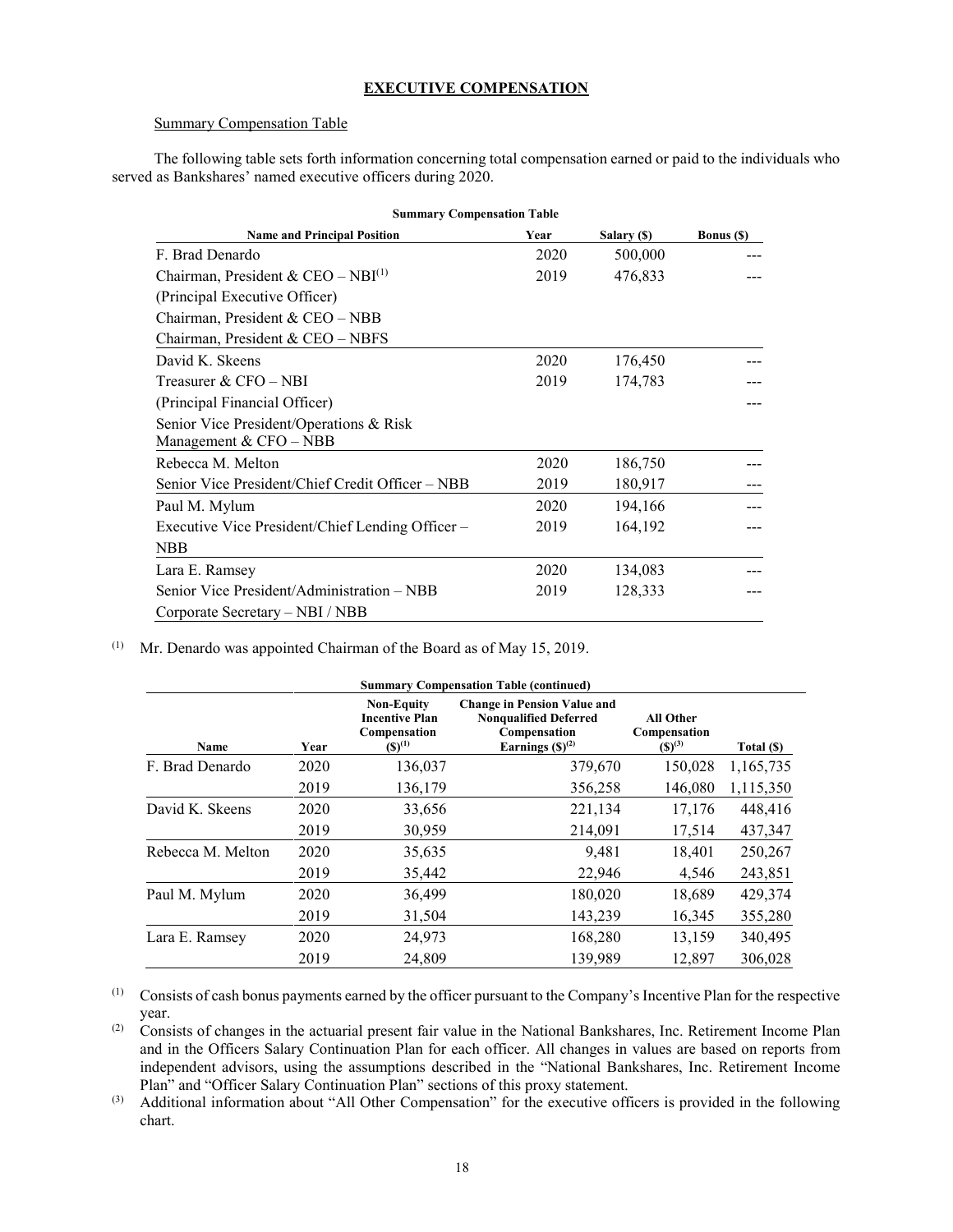## EXECUTIVE COMPENSATION

Summary Compensation Table

The following table sets forth information concerning total compensation earned or paid to the individuals who served as Bankshares' named executive officers during 2020.

**Summary Compensation Table**

| Name and Principal Position | Year | Salary ($) | Bonus ($) |
|---|---|---|---|
| F. Brad Denardo | 2020 | 500,000 | --- |
| Chairman, President & CEO – NBI[(1)] | 2019 | 476,833 | --- |
| (Principal Executive Officer) | | | |
| Chairman, President & CEO – NBB | | | |
| Chairman, President & CEO – NBFS | | | |
| David K. Skeens | 2020 | 176,450 | --- |
| Treasurer & CFO – NBI | 2019 | 174,783 | --- |
| (Principal Financial Officer) | | | --- |
| Senior Vice President/Operations & Risk Management & CFO – NBB | | | |
| Rebecca M. Melton | 2020 | 186,750 | --- |
| Senior Vice President/Chief Credit Officer – NBB | 2019 | 180,917 | --- |
| Paul M. Mylum | 2020 | 194,166 | --- |
| Executive Vice President/Chief Lending Officer – NBB | 2019 | 164,192 | --- |
| Lara E. Ramsey | 2020 | 134,083 | --- |
| Senior Vice President/Administration – NBB | 2019 | 128,333 | --- |
| Corporate Secretary – NBI / NBB | | | |

(1) Mr. Denardo was appointed Chairman of the Board as of May 15, 2019.

**Summary Compensation Table (continued)**

| Name | Year | Non-Equity Incentive Plan Compensation ($)[(1)] | Change in Pension Value and Nonqualified Deferred Compensation Earnings ($)[(2)] | All Other Compensation ($)[(3)] | Total ($) |
|---|---|---|---|---|---|
| F. Brad Denardo | 2020 | 136,037 | 379,670 | 150,028 | 1,165,735 |
| | 2019 | 136,179 | 356,258 | 146,080 | 1,115,350 |
| David K. Skeens | 2020 | 33,656 | 221,134 | 17,176 | 448,416 |
| | 2019 | 30,959 | 214,091 | 17,514 | 437,347 |
| Rebecca M. Melton | 2020 | 35,635 | 9,481 | 18,401 | 250,267 |
| | 2019 | 35,442 | 22,946 | 4,546 | 243,851 |
| Paul M. Mylum | 2020 | 36,499 | 180,020 | 18,689 | 429,374 |
| | 2019 | 31,504 | 143,239 | 16,345 | 355,280 |
| Lara E. Ramsey | 2020 | 24,973 | 168,280 | 13,159 | 340,495 |
| | 2019 | 24,809 | 139,989 | 12,897 | 306,028 |

(1) Consists of cash bonus payments earned by the officer pursuant to the Company's Incentive Plan for the respective year.

(2) Consists of changes in the actuarial present fair value in the National Bankshares, Inc. Retirement Income Plan and in the Officers Salary Continuation Plan for each officer. All changes in values are based on reports from independent advisors, using the assumptions described in the "National Bankshares, Inc. Retirement Income Plan" and "Officer Salary Continuation Plan" sections of this proxy statement.

(3) Additional information about "All Other Compensation" for the executive officers is provided in the following chart.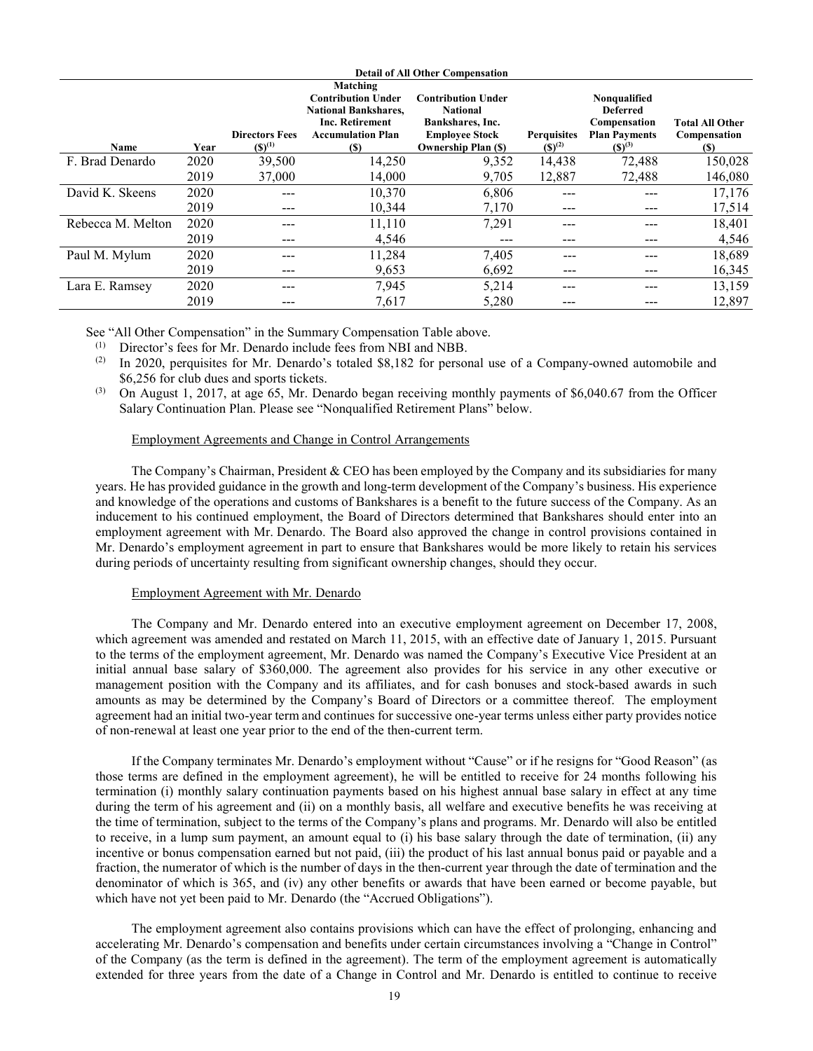**Detail of All Other Compensation**

| Name | Year | Directors Fees ($)[(1)] | Matching Contribution Under National Bankshares, Inc. Retirement Accumulation Plan ($) | Contribution Under National Bankshares, Inc. Employee Stock Ownership Plan ($) | Perquisites ($)[(2)] | Nonqualified Deferred Compensation Plan Payments ($)[(3)] | Total All Other Compensation ($) |
|---|---|---|---|---|---|---|---|
| F. Brad Denardo | 2020 | 39,500 | 14,250 | 9,352 | 14,438 | 72,488 | 150,028 |
| | 2019 | 37,000 | 14,000 | 9,705 | 12,887 | 72,488 | 146,080 |
| David K. Skeens | 2020 | --- | 10,370 | 6,806 | --- | --- | 17,176 |
| | 2019 | --- | 10,344 | 7,170 | --- | --- | 17,514 |
| Rebecca M. Melton | 2020 | --- | 11,110 | 7,291 | --- | --- | 18,401 |
| | 2019 | --- | 4,546 | --- | --- | --- | 4,546 |
| Paul M. Mylum | 2020 | --- | 11,284 | 7,405 | --- | --- | 18,689 |
| | 2019 | --- | 9,653 | 6,692 | --- | --- | 16,345 |
| Lara E. Ramsey | 2020 | --- | 7,945 | 5,214 | --- | --- | 13,159 |
| | 2019 | --- | 7,617 | 5,280 | --- | --- | 12,897 |

See "All Other Compensation" in the Summary Compensation Table above.

(1) Director's fees for Mr. Denardo include fees from NBI and NBB.

(2) In 2020, perquisites for Mr. Denardo's totaled $8,182 for personal use of a Company-owned automobile and $6,256 for club dues and sports tickets.

(3) On August 1, 2017, at age 65, Mr. Denardo began receiving monthly payments of $6,040.67 from the Officer Salary Continuation Plan. Please see "Nonqualified Retirement Plans" below.

Employment Agreements and Change in Control Arrangements

The Company's Chairman, President & CEO has been employed by the Company and its subsidiaries for many years. He has provided guidance in the growth and long-term development of the Company's business. His experience and knowledge of the operations and customs of Bankshares is a benefit to the future success of the Company. As an inducement to his continued employment, the Board of Directors determined that Bankshares should enter into an employment agreement with Mr. Denardo. The Board also approved the change in control provisions contained in Mr. Denardo's employment agreement in part to ensure that Bankshares would be more likely to retain his services during periods of uncertainty resulting from significant ownership changes, should they occur.

Employment Agreement with Mr. Denardo

The Company and Mr. Denardo entered into an executive employment agreement on December 17, 2008, which agreement was amended and restated on March 11, 2015, with an effective date of January 1, 2015. Pursuant to the terms of the employment agreement, Mr. Denardo was named the Company's Executive Vice President at an initial annual base salary of $360,000. The agreement also provides for his service in any other executive or management position with the Company and its affiliates, and for cash bonuses and stock-based awards in such amounts as may be determined by the Company's Board of Directors or a committee thereof. The employment agreement had an initial two-year term and continues for successive one-year terms unless either party provides notice of non-renewal at least one year prior to the end of the then-current term.

If the Company terminates Mr. Denardo's employment without "Cause" or if he resigns for "Good Reason" (as those terms are defined in the employment agreement), he will be entitled to receive for 24 months following his termination (i) monthly salary continuation payments based on his highest annual base salary in effect at any time during the term of his agreement and (ii) on a monthly basis, all welfare and executive benefits he was receiving at the time of termination, subject to the terms of the Company's plans and programs. Mr. Denardo will also be entitled to receive, in a lump sum payment, an amount equal to (i) his base salary through the date of termination, (ii) any incentive or bonus compensation earned but not paid, (iii) the product of his last annual bonus paid or payable and a fraction, the numerator of which is the number of days in the then-current year through the date of termination and the denominator of which is 365, and (iv) any other benefits or awards that have been earned or become payable, but which have not yet been paid to Mr. Denardo (the "Accrued Obligations").

The employment agreement also contains provisions which can have the effect of prolonging, enhancing and accelerating Mr. Denardo's compensation and benefits under certain circumstances involving a "Change in Control" of the Company (as the term is defined in the agreement). The term of the employment agreement is automatically extended for three years from the date of a Change in Control and Mr. Denardo is entitled to continue to receive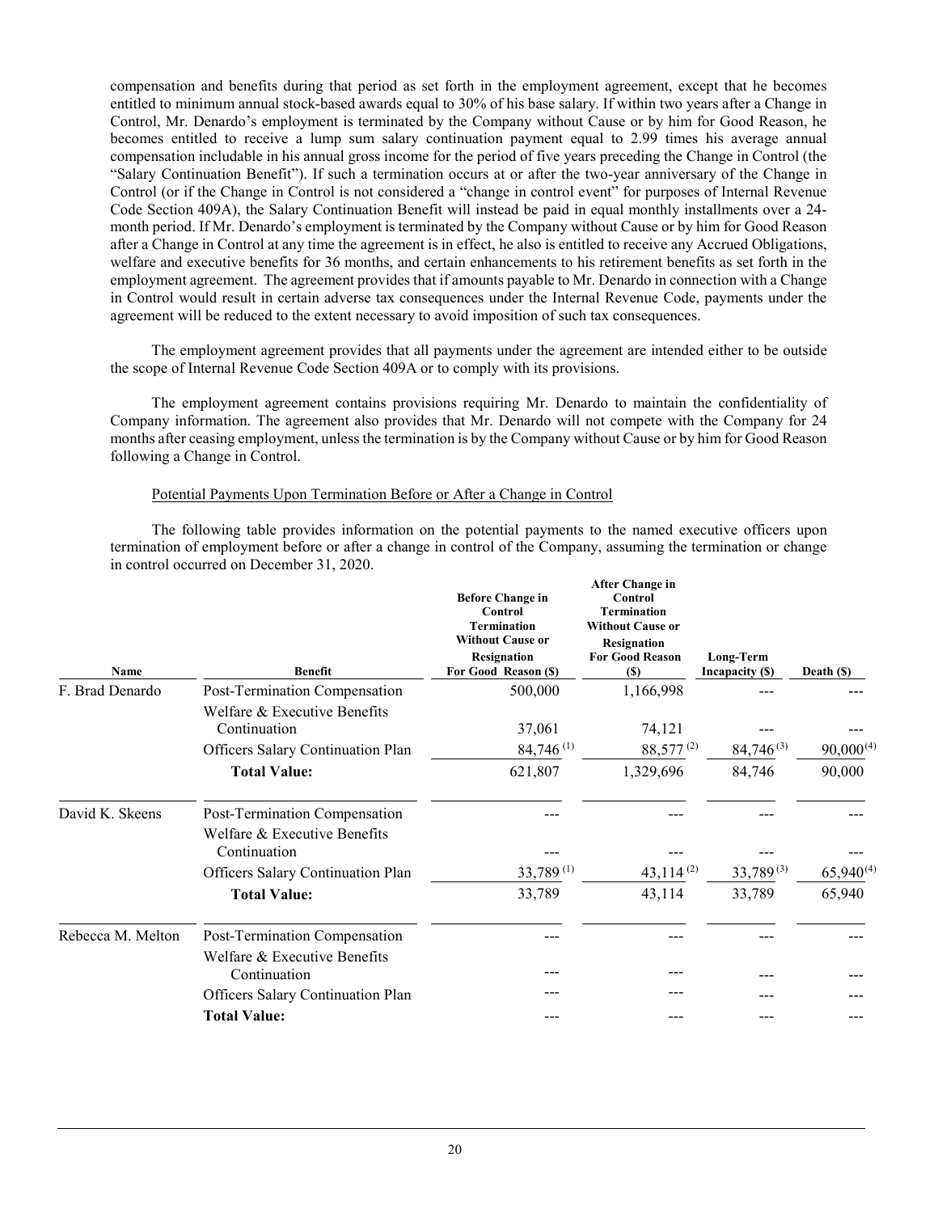compensation and benefits during that period as set forth in the employment agreement, except that he becomes entitled to minimum annual stock-based awards equal to 30% of his base salary. If within two years after a Change in Control, Mr. Denardo's employment is terminated by the Company without Cause or by him for Good Reason, he becomes entitled to receive a lump sum salary continuation payment equal to 2.99 times his average annual compensation includable in his annual gross income for the period of five years preceding the Change in Control (the "Salary Continuation Benefit"). If such a termination occurs at or after the two-year anniversary of the Change in Control (or if the Change in Control is not considered a "change in control event" for purposes of Internal Revenue Code Section 409A), the Salary Continuation Benefit will instead be paid in equal monthly installments over a 24-month period. If Mr. Denardo's employment is terminated by the Company without Cause or by him for Good Reason after a Change in Control at any time the agreement is in effect, he also is entitled to receive any Accrued Obligations, welfare and executive benefits for 36 months, and certain enhancements to his retirement benefits as set forth in the employment agreement. The agreement provides that if amounts payable to Mr. Denardo in connection with a Change in Control would result in certain adverse tax consequences under the Internal Revenue Code, payments under the agreement will be reduced to the extent necessary to avoid imposition of such tax consequences.

The employment agreement provides that all payments under the agreement are intended either to be outside the scope of Internal Revenue Code Section 409A or to comply with its provisions.

The employment agreement contains provisions requiring Mr. Denardo to maintain the confidentiality of Company information. The agreement also provides that Mr. Denardo will not compete with the Company for 24 months after ceasing employment, unless the termination is by the Company without Cause or by him for Good Reason following a Change in Control.

Potential Payments Upon Termination Before or After a Change in Control

The following table provides information on the potential payments to the named executive officers upon termination of employment before or after a change in control of the Company, assuming the termination or change in control occurred on December 31, 2020.

| Name | Benefit | Before Change in Control Termination Without Cause or Resignation For Good Reason ($) | After Change in Control Termination Without Cause or Resignation For Good Reason ($) | Long-Term Incapacity ($) | Death ($) |
|---|---|---|---|---|---|
| F. Brad Denardo | Post-Termination Compensation | 500,000 | 1,166,998 | --- | --- |
| | Welfare & Executive Benefits Continuation | 37,061 | 74,121 | --- | --- |
| | Officers Salary Continuation Plan | 84,746 (1) | 88,577 (2) | 84,746 (3) | 90,000 (4) |
| | **Total Value:** | 621,807 | 1,329,696 | 84,746 | 90,000 |
| David K. Skeens | Post-Termination Compensation | --- | --- | --- | --- |
| | Welfare & Executive Benefits Continuation | --- | --- | --- | --- |
| | Officers Salary Continuation Plan | 33,789 (1) | 43,114 (2) | 33,789 (3) | 65,940 (4) |
| | **Total Value:** | 33,789 | 43,114 | 33,789 | 65,940 |
| Rebecca M. Melton | Post-Termination Compensation | --- | --- | --- | --- |
| | Welfare & Executive Benefits Continuation | --- | --- | --- | --- |
| | Officers Salary Continuation Plan | --- | --- | --- | --- |
| | **Total Value:** | --- | --- | --- | --- |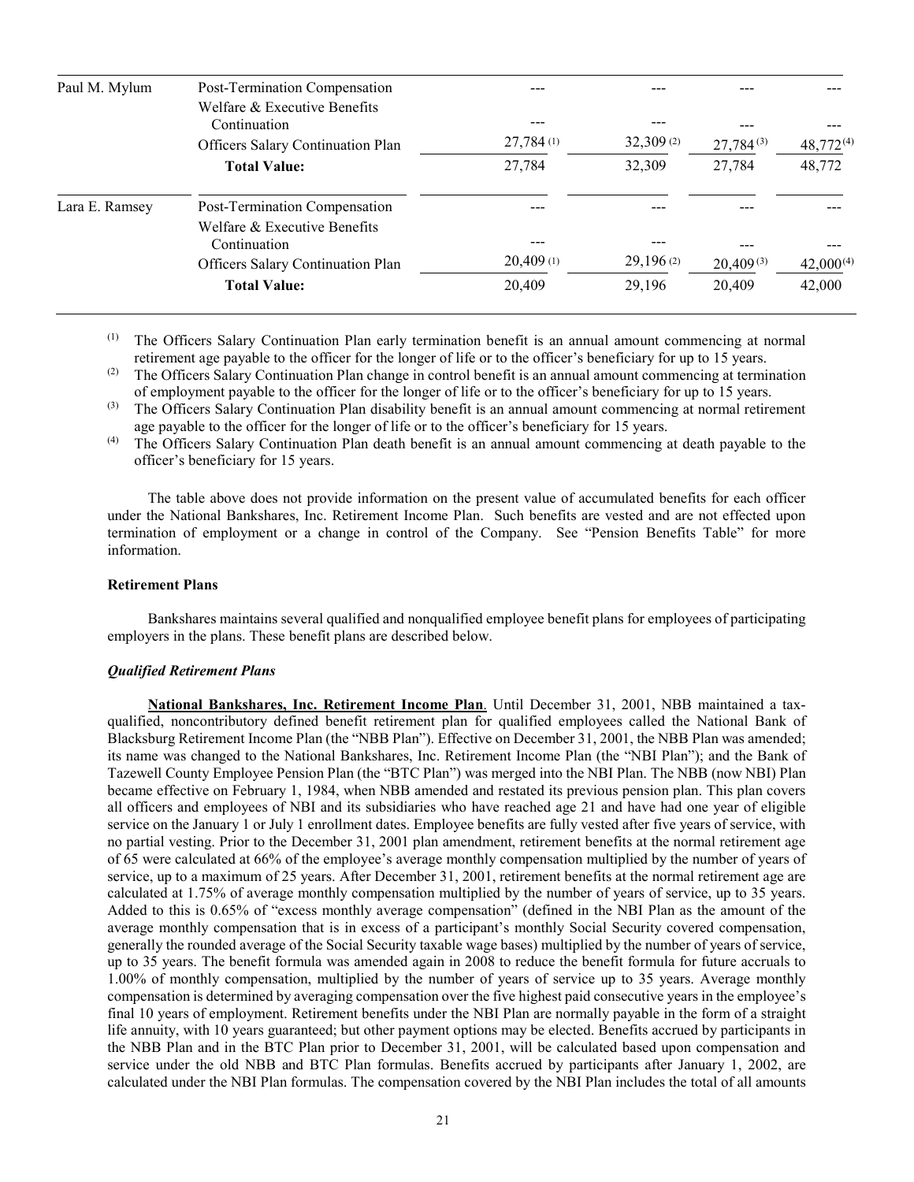| | | | | | |
|---|---|---|---|---|---|
| Paul M. Mylum | Post-Termination Compensation | --- | --- | --- | --- |
| | Welfare & Executive Benefits Continuation | --- | --- | --- | --- |
| | Officers Salary Continuation Plan | 27,784 (1) | 32,309 (2) | 27,784 (3) | 48,772 (4) |
| | **Total Value:** | 27,784 | 32,309 | 27,784 | 48,772 |
| Lara E. Ramsey | Post-Termination Compensation | --- | --- | --- | --- |
| | Welfare & Executive Benefits Continuation | --- | --- | --- | --- |
| | Officers Salary Continuation Plan | 20,409 (1) | 29,196 (2) | 20,409 (3) | 42,000 (4) |
| | **Total Value:** | 20,409 | 29,196 | 20,409 | 42,000 |

(1) The Officers Salary Continuation Plan early termination benefit is an annual amount commencing at normal retirement age payable to the officer for the longer of life or to the officer's beneficiary for up to 15 years.

(2) The Officers Salary Continuation Plan change in control benefit is an annual amount commencing at termination of employment payable to the officer for the longer of life or to the officer's beneficiary for up to 15 years.

(3) The Officers Salary Continuation Plan disability benefit is an annual amount commencing at normal retirement age payable to the officer for the longer of life or to the officer's beneficiary for 15 years.

(4) The Officers Salary Continuation Plan death benefit is an annual amount commencing at death payable to the officer's beneficiary for 15 years.

The table above does not provide information on the present value of accumulated benefits for each officer under the National Bankshares, Inc. Retirement Income Plan. Such benefits are vested and are not effected upon termination of employment or a change in control of the Company. See "Pension Benefits Table" for more information.

**Retirement Plans**

Bankshares maintains several qualified and nonqualified employee benefit plans for employees of participating employers in the plans. These benefit plans are described below.

***Qualified Retirement Plans***

**National Bankshares, Inc. Retirement Income Plan**. Until December 31, 2001, NBB maintained a tax-qualified, noncontributory defined benefit retirement plan for qualified employees called the National Bank of Blacksburg Retirement Income Plan (the "NBB Plan"). Effective on December 31, 2001, the NBB Plan was amended; its name was changed to the National Bankshares, Inc. Retirement Income Plan (the "NBI Plan"); and the Bank of Tazewell County Employee Pension Plan (the "BTC Plan") was merged into the NBI Plan. The NBB (now NBI) Plan became effective on February 1, 1984, when NBB amended and restated its previous pension plan. This plan covers all officers and employees of NBI and its subsidiaries who have reached age 21 and have had one year of eligible service on the January 1 or July 1 enrollment dates. Employee benefits are fully vested after five years of service, with no partial vesting. Prior to the December 31, 2001 plan amendment, retirement benefits at the normal retirement age of 65 were calculated at 66% of the employee's average monthly compensation multiplied by the number of years of service, up to a maximum of 25 years. After December 31, 2001, retirement benefits at the normal retirement age are calculated at 1.75% of average monthly compensation multiplied by the number of years of service, up to 35 years. Added to this is 0.65% of "excess monthly average compensation" (defined in the NBI Plan as the amount of the average monthly compensation that is in excess of a participant's monthly Social Security covered compensation, generally the rounded average of the Social Security taxable wage bases) multiplied by the number of years of service, up to 35 years. The benefit formula was amended again in 2008 to reduce the benefit formula for future accruals to 1.00% of monthly compensation, multiplied by the number of years of service up to 35 years. Average monthly compensation is determined by averaging compensation over the five highest paid consecutive years in the employee's final 10 years of employment. Retirement benefits under the NBI Plan are normally payable in the form of a straight life annuity, with 10 years guaranteed; but other payment options may be elected. Benefits accrued by participants in the NBB Plan and in the BTC Plan prior to December 31, 2001, will be calculated based upon compensation and service under the old NBB and BTC Plan formulas. Benefits accrued by participants after January 1, 2002, are calculated under the NBI Plan formulas. The compensation covered by the NBI Plan includes the total of all amounts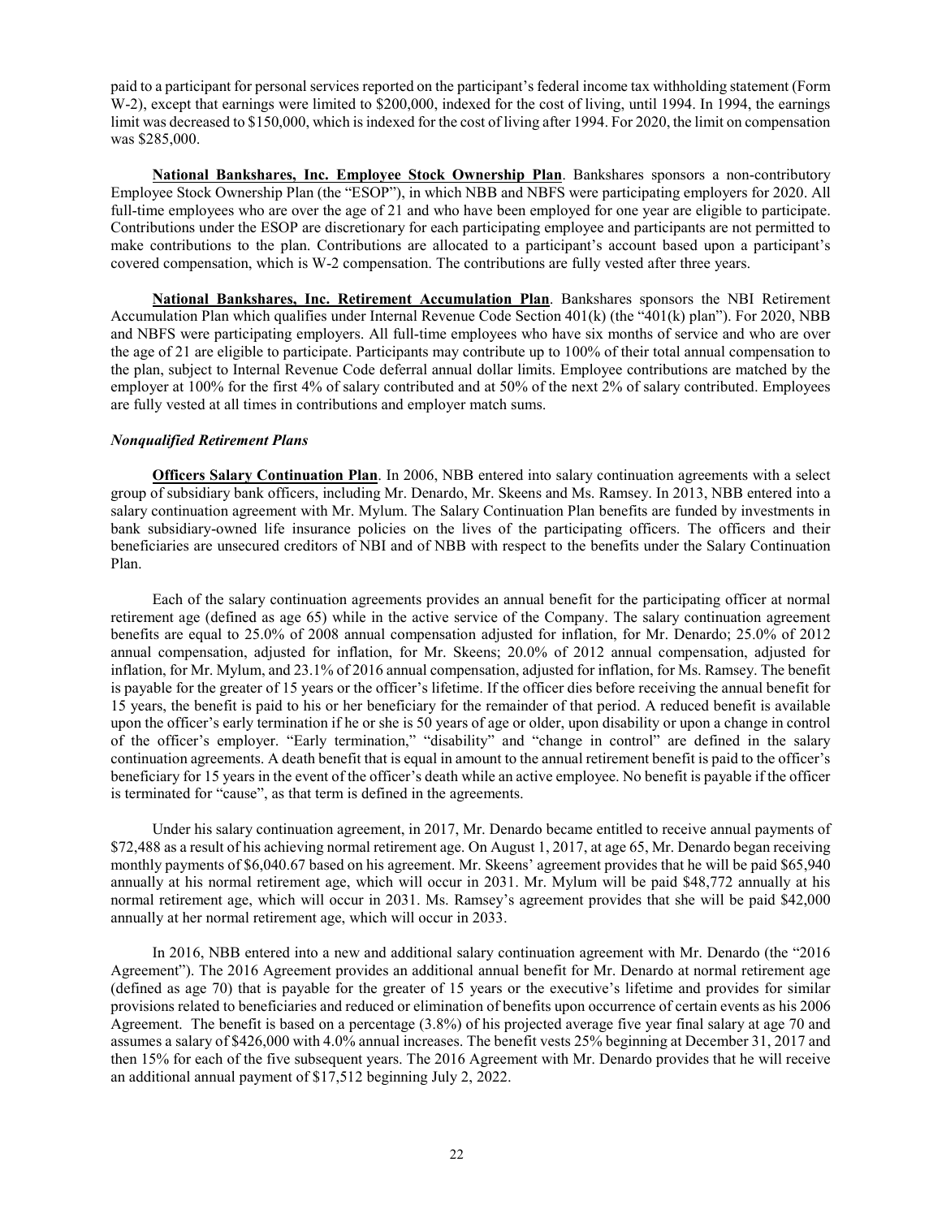paid to a participant for personal services reported on the participant's federal income tax withholding statement (Form W-2), except that earnings were limited to $200,000, indexed for the cost of living, until 1994. In 1994, the earnings limit was decreased to $150,000, which is indexed for the cost of living after 1994. For 2020, the limit on compensation was $285,000.

**National Bankshares, Inc. Employee Stock Ownership Plan**. Bankshares sponsors a non-contributory Employee Stock Ownership Plan (the "ESOP"), in which NBB and NBFS were participating employers for 2020. All full-time employees who are over the age of 21 and who have been employed for one year are eligible to participate. Contributions under the ESOP are discretionary for each participating employee and participants are not permitted to make contributions to the plan. Contributions are allocated to a participant's account based upon a participant's covered compensation, which is W-2 compensation. The contributions are fully vested after three years.

**National Bankshares, Inc. Retirement Accumulation Plan**. Bankshares sponsors the NBI Retirement Accumulation Plan which qualifies under Internal Revenue Code Section 401(k) (the "401(k) plan"). For 2020, NBB and NBFS were participating employers. All full-time employees who have six months of service and who are over the age of 21 are eligible to participate. Participants may contribute up to 100% of their total annual compensation to the plan, subject to Internal Revenue Code deferral annual dollar limits. Employee contributions are matched by the employer at 100% for the first 4% of salary contributed and at 50% of the next 2% of salary contributed. Employees are fully vested at all times in contributions and employer match sums.

***Nonqualified Retirement Plans***

**Officers Salary Continuation Plan**. In 2006, NBB entered into salary continuation agreements with a select group of subsidiary bank officers, including Mr. Denardo, Mr. Skeens and Ms. Ramsey. In 2013, NBB entered into a salary continuation agreement with Mr. Mylum. The Salary Continuation Plan benefits are funded by investments in bank subsidiary-owned life insurance policies on the lives of the participating officers. The officers and their beneficiaries are unsecured creditors of NBI and of NBB with respect to the benefits under the Salary Continuation Plan.

Each of the salary continuation agreements provides an annual benefit for the participating officer at normal retirement age (defined as age 65) while in the active service of the Company. The salary continuation agreement benefits are equal to 25.0% of 2008 annual compensation adjusted for inflation, for Mr. Denardo; 25.0% of 2012 annual compensation, adjusted for inflation, for Mr. Skeens; 20.0% of 2012 annual compensation, adjusted for inflation, for Mr. Mylum, and 23.1% of 2016 annual compensation, adjusted for inflation, for Ms. Ramsey. The benefit is payable for the greater of 15 years or the officer's lifetime. If the officer dies before receiving the annual benefit for 15 years, the benefit is paid to his or her beneficiary for the remainder of that period. A reduced benefit is available upon the officer's early termination if he or she is 50 years of age or older, upon disability or upon a change in control of the officer's employer. "Early termination," "disability" and "change in control" are defined in the salary continuation agreements. A death benefit that is equal in amount to the annual retirement benefit is paid to the officer's beneficiary for 15 years in the event of the officer's death while an active employee. No benefit is payable if the officer is terminated for "cause", as that term is defined in the agreements.

Under his salary continuation agreement, in 2017, Mr. Denardo became entitled to receive annual payments of $72,488 as a result of his achieving normal retirement age. On August 1, 2017, at age 65, Mr. Denardo began receiving monthly payments of $6,040.67 based on his agreement. Mr. Skeens' agreement provides that he will be paid $65,940 annually at his normal retirement age, which will occur in 2031. Mr. Mylum will be paid $48,772 annually at his normal retirement age, which will occur in 2031. Ms. Ramsey's agreement provides that she will be paid $42,000 annually at her normal retirement age, which will occur in 2033.

In 2016, NBB entered into a new and additional salary continuation agreement with Mr. Denardo (the "2016 Agreement"). The 2016 Agreement provides an additional annual benefit for Mr. Denardo at normal retirement age (defined as age 70) that is payable for the greater of 15 years or the executive's lifetime and provides for similar provisions related to beneficiaries and reduced or elimination of benefits upon occurrence of certain events as his 2006 Agreement. The benefit is based on a percentage (3.8%) of his projected average five year final salary at age 70 and assumes a salary of $426,000 with 4.0% annual increases. The benefit vests 25% beginning at December 31, 2017 and then 15% for each of the five subsequent years. The 2016 Agreement with Mr. Denardo provides that he will receive an additional annual payment of $17,512 beginning July 2, 2022.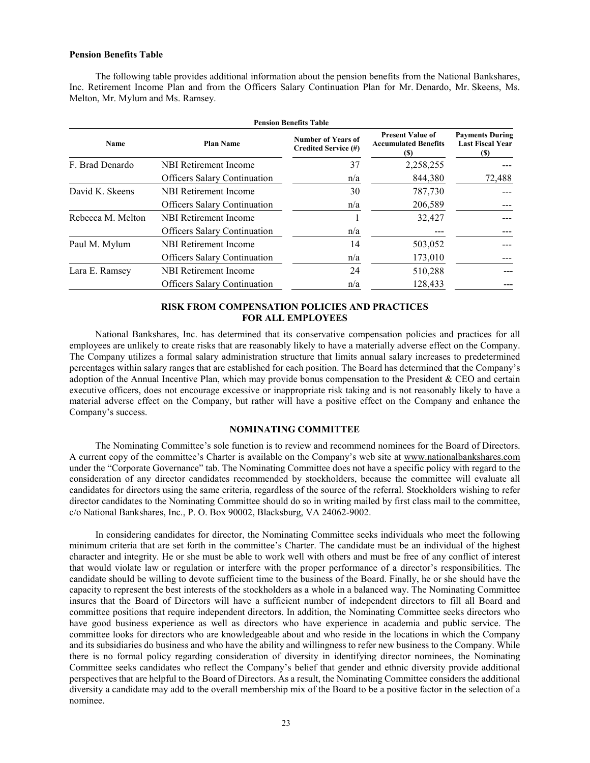### Pension Benefits Table

The following table provides additional information about the pension benefits from the National Bankshares, Inc. Retirement Income Plan and from the Officers Salary Continuation Plan for Mr. Denardo, Mr. Skeens, Ms. Melton, Mr. Mylum and Ms. Ramsey.

**Pension Benefits Table**

| Name | Plan Name | Number of Years of Credited Service (#) | Present Value of Accumulated Benefits ($) | Payments During Last Fiscal Year ($) |
|---|---|---|---|---|
| F. Brad Denardo | NBI Retirement Income | 37 | 2,258,255 | --- |
| | Officers Salary Continuation | n/a | 844,380 | 72,488 |
| David K. Skeens | NBI Retirement Income | 30 | 787,730 | --- |
| | Officers Salary Continuation | n/a | 206,589 | --- |
| Rebecca M. Melton | NBI Retirement Income | 1 | 32,427 | --- |
| | Officers Salary Continuation | n/a | --- | --- |
| Paul M. Mylum | NBI Retirement Income | 14 | 503,052 | --- |
| | Officers Salary Continuation | n/a | 173,010 | --- |
| Lara E. Ramsey | NBI Retirement Income | 24 | 510,288 | --- |
| | Officers Salary Continuation | n/a | 128,433 | --- |

## RISK FROM COMPENSATION POLICIES AND PRACTICES FOR ALL EMPLOYEES

National Bankshares, Inc. has determined that its conservative compensation policies and practices for all employees are unlikely to create risks that are reasonably likely to have a materially adverse effect on the Company. The Company utilizes a formal salary administration structure that limits annual salary increases to predetermined percentages within salary ranges that are established for each position. The Board has determined that the Company's adoption of the Annual Incentive Plan, which may provide bonus compensation to the President & CEO and certain executive officers, does not encourage excessive or inappropriate risk taking and is not reasonably likely to have a material adverse effect on the Company, but rather will have a positive effect on the Company and enhance the Company's success.

## NOMINATING COMMITTEE

The Nominating Committee's sole function is to review and recommend nominees for the Board of Directors. A current copy of the committee's Charter is available on the Company's web site at www.nationalbankshares.com under the "Corporate Governance" tab. The Nominating Committee does not have a specific policy with regard to the consideration of any director candidates recommended by stockholders, because the committee will evaluate all candidates for directors using the same criteria, regardless of the source of the referral. Stockholders wishing to refer director candidates to the Nominating Committee should do so in writing mailed by first class mail to the committee, c/o National Bankshares, Inc., P. O. Box 90002, Blacksburg, VA 24062-9002.

In considering candidates for director, the Nominating Committee seeks individuals who meet the following minimum criteria that are set forth in the committee's Charter. The candidate must be an individual of the highest character and integrity. He or she must be able to work well with others and must be free of any conflict of interest that would violate law or regulation or interfere with the proper performance of a director's responsibilities. The candidate should be willing to devote sufficient time to the business of the Board. Finally, he or she should have the capacity to represent the best interests of the stockholders as a whole in a balanced way. The Nominating Committee insures that the Board of Directors will have a sufficient number of independent directors to fill all Board and committee positions that require independent directors. In addition, the Nominating Committee seeks directors who have good business experience as well as directors who have experience in academia and public service. The committee looks for directors who are knowledgeable about and who reside in the locations in which the Company and its subsidiaries do business and who have the ability and willingness to refer new business to the Company. While there is no formal policy regarding consideration of diversity in identifying director nominees, the Nominating Committee seeks candidates who reflect the Company's belief that gender and ethnic diversity provide additional perspectives that are helpful to the Board of Directors. As a result, the Nominating Committee considers the additional diversity a candidate may add to the overall membership mix of the Board to be a positive factor in the selection of a nominee.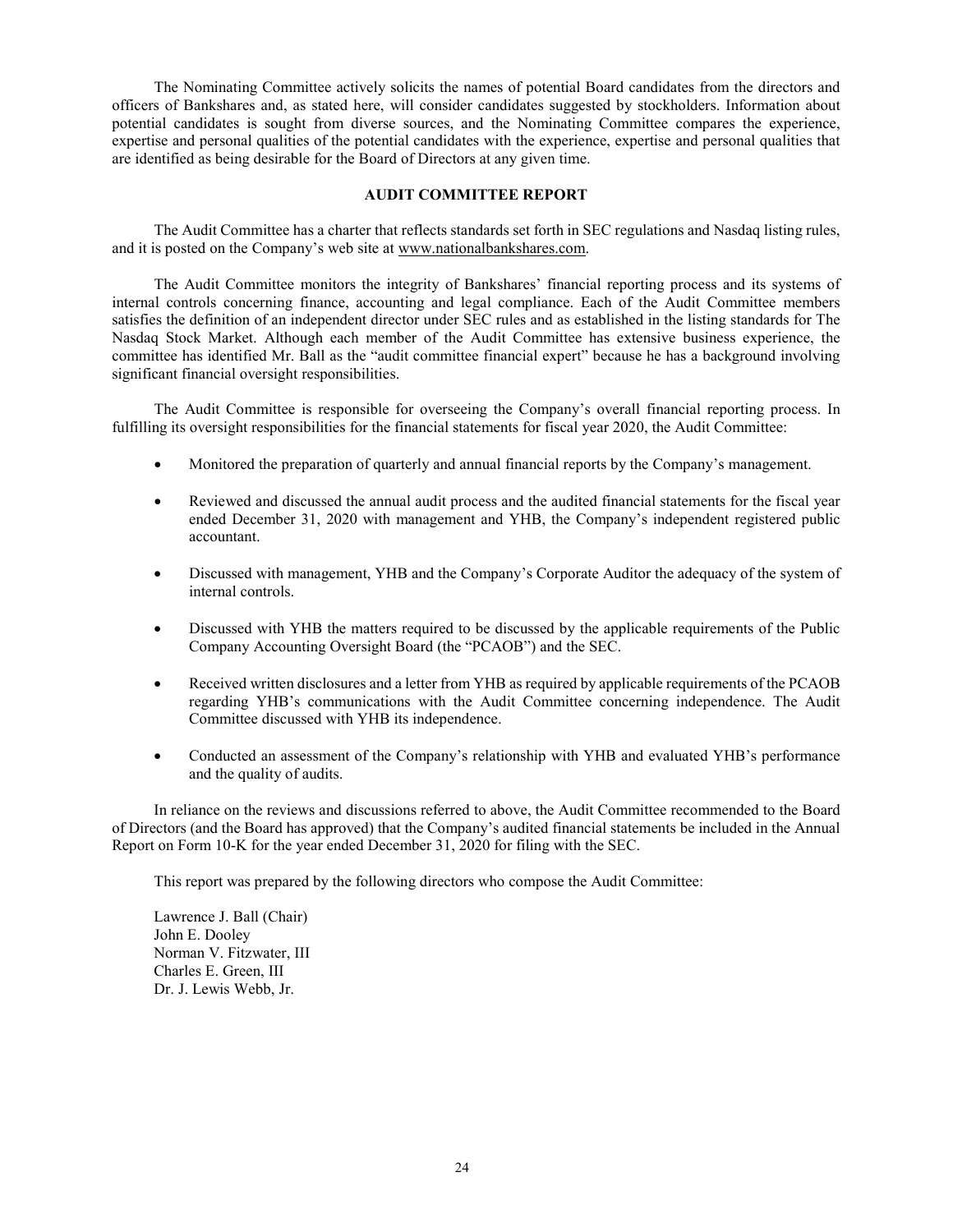The Nominating Committee actively solicits the names of potential Board candidates from the directors and officers of Bankshares and, as stated here, will consider candidates suggested by stockholders. Information about potential candidates is sought from diverse sources, and the Nominating Committee compares the experience, expertise and personal qualities of the potential candidates with the experience, expertise and personal qualities that are identified as being desirable for the Board of Directors at any given time.

## AUDIT COMMITTEE REPORT

The Audit Committee has a charter that reflects standards set forth in SEC regulations and Nasdaq listing rules, and it is posted on the Company's web site at www.nationalbankshares.com.

The Audit Committee monitors the integrity of Bankshares' financial reporting process and its systems of internal controls concerning finance, accounting and legal compliance. Each of the Audit Committee members satisfies the definition of an independent director under SEC rules and as established in the listing standards for The Nasdaq Stock Market. Although each member of the Audit Committee has extensive business experience, the committee has identified Mr. Ball as the "audit committee financial expert" because he has a background involving significant financial oversight responsibilities.

The Audit Committee is responsible for overseeing the Company's overall financial reporting process. In fulfilling its oversight responsibilities for the financial statements for fiscal year 2020, the Audit Committee:

- Monitored the preparation of quarterly and annual financial reports by the Company's management.
- Reviewed and discussed the annual audit process and the audited financial statements for the fiscal year ended December 31, 2020 with management and YHB, the Company's independent registered public accountant.
- Discussed with management, YHB and the Company's Corporate Auditor the adequacy of the system of internal controls.
- Discussed with YHB the matters required to be discussed by the applicable requirements of the Public Company Accounting Oversight Board (the "PCAOB") and the SEC.
- Received written disclosures and a letter from YHB as required by applicable requirements of the PCAOB regarding YHB's communications with the Audit Committee concerning independence. The Audit Committee discussed with YHB its independence.
- Conducted an assessment of the Company's relationship with YHB and evaluated YHB's performance and the quality of audits.

In reliance on the reviews and discussions referred to above, the Audit Committee recommended to the Board of Directors (and the Board has approved) that the Company's audited financial statements be included in the Annual Report on Form 10-K for the year ended December 31, 2020 for filing with the SEC.

This report was prepared by the following directors who compose the Audit Committee:

Lawrence J. Ball (Chair)
John E. Dooley
Norman V. Fitzwater, III
Charles E. Green, III
Dr. J. Lewis Webb, Jr.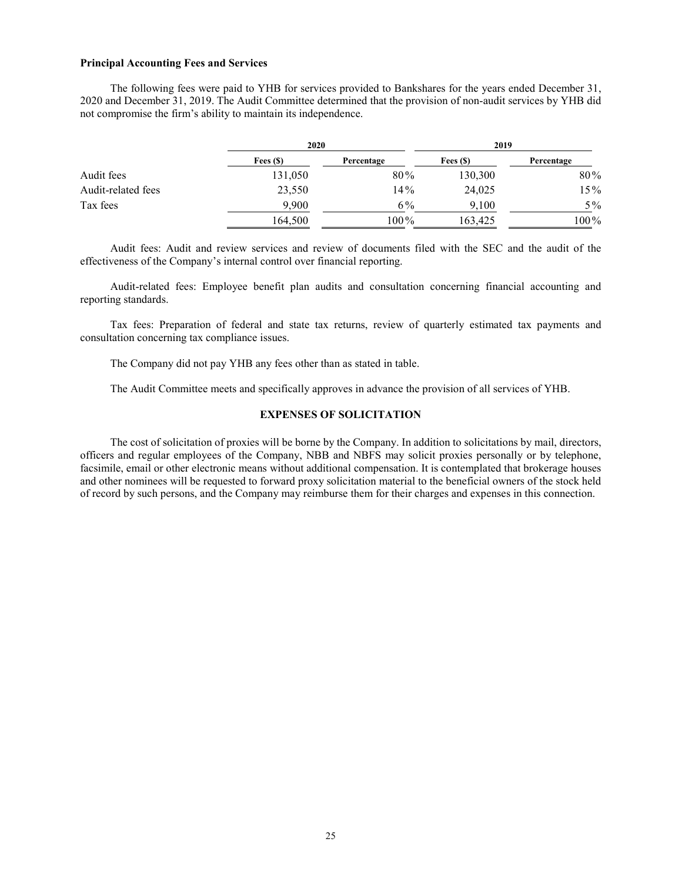**Principal Accounting Fees and Services**

The following fees were paid to YHB for services provided to Bankshares for the years ended December 31, 2020 and December 31, 2019. The Audit Committee determined that the provision of non-audit services by YHB did not compromise the firm's ability to maintain its independence.

| | 2020 | | 2019 | |
|---|---|---|---|---|
| | Fees ($) | Percentage | Fees ($) | Percentage |
| Audit fees | 131,050 | 80% | 130,300 | 80% |
| Audit-related fees | 23,550 | 14% | 24,025 | 15% |
| Tax fees | 9,900 | 6% | 9,100 | 5% |
| | 164,500 | 100% | 163,425 | 100% |

Audit fees: Audit and review services and review of documents filed with the SEC and the audit of the effectiveness of the Company's internal control over financial reporting.

Audit-related fees: Employee benefit plan audits and consultation concerning financial accounting and reporting standards.

Tax fees: Preparation of federal and state tax returns, review of quarterly estimated tax payments and consultation concerning tax compliance issues.

The Company did not pay YHB any fees other than as stated in table.

The Audit Committee meets and specifically approves in advance the provision of all services of YHB.

## EXPENSES OF SOLICITATION

The cost of solicitation of proxies will be borne by the Company. In addition to solicitations by mail, directors, officers and regular employees of the Company, NBB and NBFS may solicit proxies personally or by telephone, facsimile, email or other electronic means without additional compensation. It is contemplated that brokerage houses and other nominees will be requested to forward proxy solicitation material to the beneficial owners of the stock held of record by such persons, and the Company may reimburse them for their charges and expenses in this connection.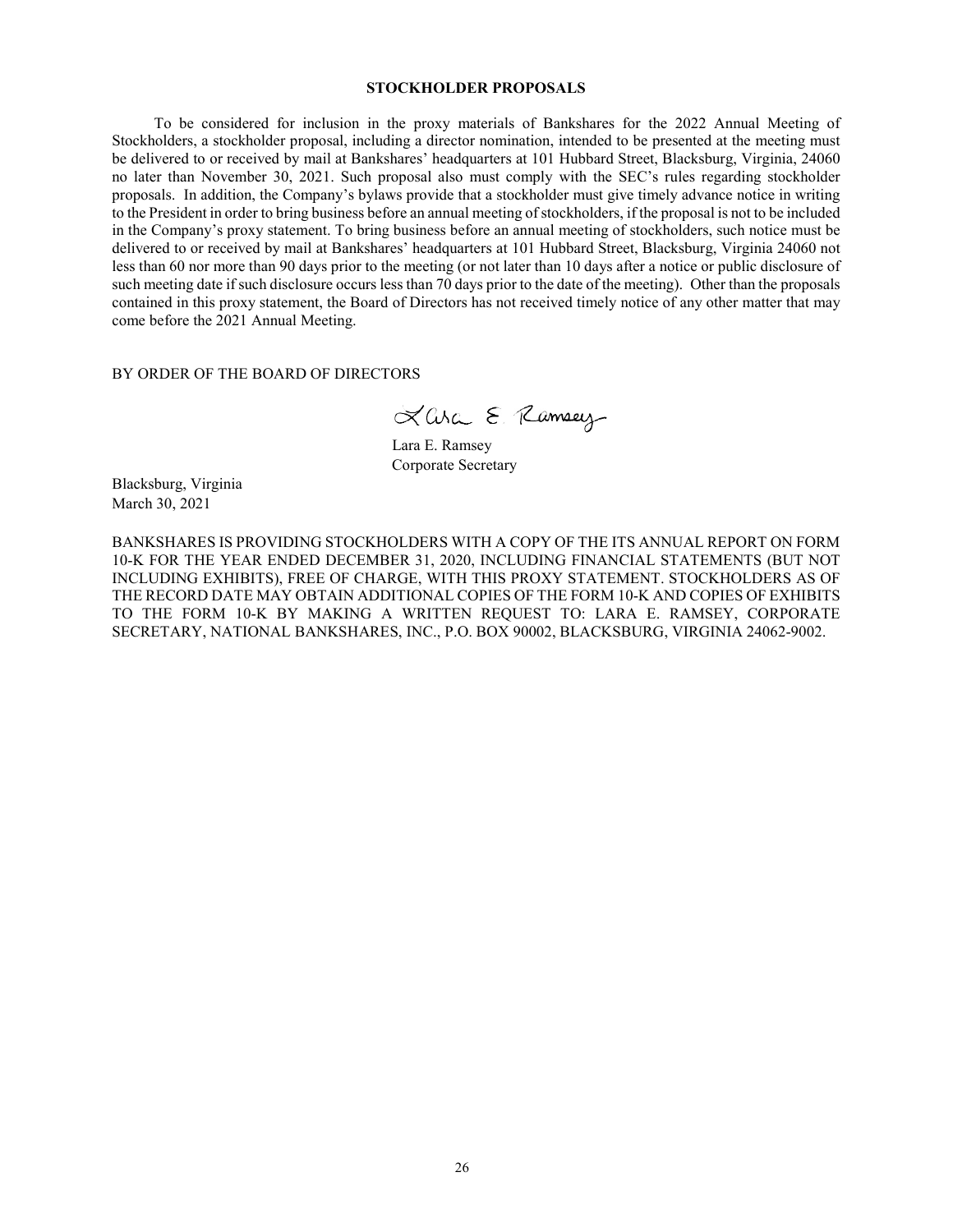## STOCKHOLDER PROPOSALS

To be considered for inclusion in the proxy materials of Bankshares for the 2022 Annual Meeting of Stockholders, a stockholder proposal, including a director nomination, intended to be presented at the meeting must be delivered to or received by mail at Bankshares' headquarters at 101 Hubbard Street, Blacksburg, Virginia, 24060 no later than November 30, 2021. Such proposal also must comply with the SEC's rules regarding stockholder proposals. In addition, the Company's bylaws provide that a stockholder must give timely advance notice in writing to the President in order to bring business before an annual meeting of stockholders, if the proposal is not to be included in the Company's proxy statement. To bring business before an annual meeting of stockholders, such notice must be delivered to or received by mail at Bankshares' headquarters at 101 Hubbard Street, Blacksburg, Virginia 24060 not less than 60 nor more than 90 days prior to the meeting (or not later than 10 days after a notice or public disclosure of such meeting date if such disclosure occurs less than 70 days prior to the date of the meeting). Other than the proposals contained in this proxy statement, the Board of Directors has not received timely notice of any other matter that may come before the 2021 Annual Meeting.

BY ORDER OF THE BOARD OF DIRECTORS

Lara E. Ramsey
Corporate Secretary

Blacksburg, Virginia
March 30, 2021

BANKSHARES IS PROVIDING STOCKHOLDERS WITH A COPY OF THE ITS ANNUAL REPORT ON FORM 10-K FOR THE YEAR ENDED DECEMBER 31, 2020, INCLUDING FINANCIAL STATEMENTS (BUT NOT INCLUDING EXHIBITS), FREE OF CHARGE, WITH THIS PROXY STATEMENT. STOCKHOLDERS AS OF THE RECORD DATE MAY OBTAIN ADDITIONAL COPIES OF THE FORM 10-K AND COPIES OF EXHIBITS TO THE FORM 10-K BY MAKING A WRITTEN REQUEST TO: LARA E. RAMSEY, CORPORATE SECRETARY, NATIONAL BANKSHARES, INC., P.O. BOX 90002, BLACKSBURG, VIRGINIA 24062-9002.